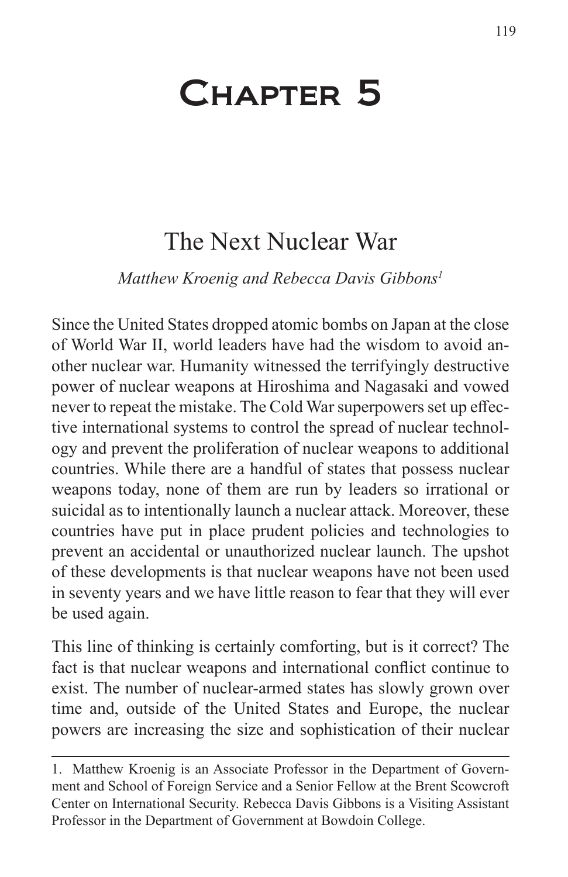# Chapter 5

## The Next Nuclear War

*Matthew Kroenig and Rebecca Davis Gibbons*[1]

Since the United States dropped atomic bombs on Japan at the close of World War II, world leaders have had the wisdom to avoid another nuclear war. Humanity witnessed the terrifyingly destructive power of nuclear weapons at Hiroshima and Nagasaki and vowed never to repeat the mistake. The Cold War superpowers set up effective international systems to control the spread of nuclear technology and prevent the proliferation of nuclear weapons to additional countries. While there are a handful of states that possess nuclear weapons today, none of them are run by leaders so irrational or suicidal as to intentionally launch a nuclear attack. Moreover, these countries have put in place prudent policies and technologies to prevent an accidental or unauthorized nuclear launch. The upshot of these developments is that nuclear weapons have not been used in seventy years and we have little reason to fear that they will ever be used again.

This line of thinking is certainly comforting, but is it correct? The fact is that nuclear weapons and international conflict continue to exist. The number of nuclear-armed states has slowly grown over time and, outside of the United States and Europe, the nuclear powers are increasing the size and sophistication of their nuclear

---

1. Matthew Kroenig is an Associate Professor in the Department of Government and School of Foreign Service and a Senior Fellow at the Brent Scowcroft Center on International Security. Rebecca Davis Gibbons is a Visiting Assistant Professor in the Department of Government at Bowdoin College.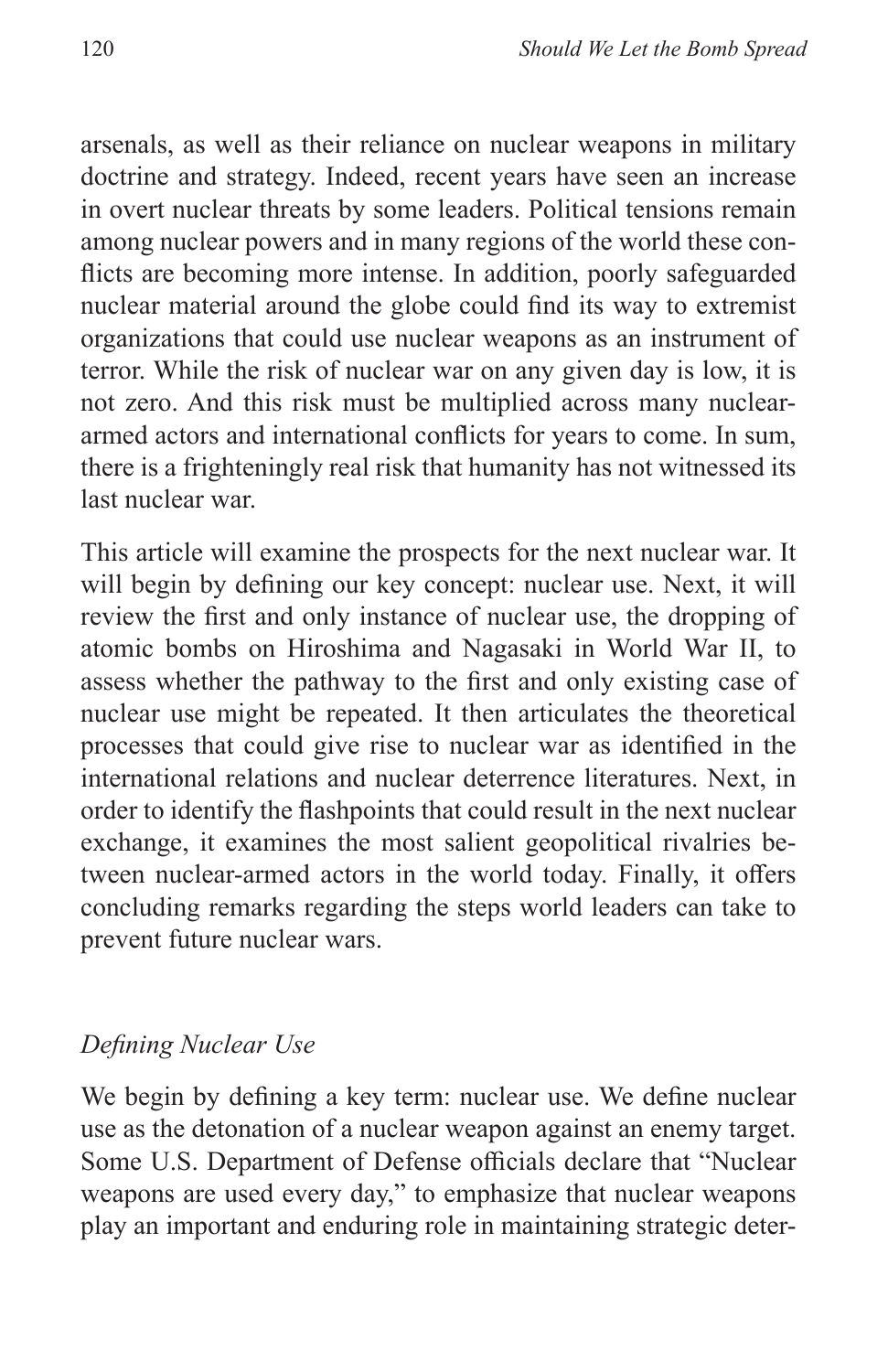arsenals, as well as their reliance on nuclear weapons in military doctrine and strategy. Indeed, recent years have seen an increase in overt nuclear threats by some leaders. Political tensions remain among nuclear powers and in many regions of the world these conflicts are becoming more intense. In addition, poorly safeguarded nuclear material around the globe could find its way to extremist organizations that could use nuclear weapons as an instrument of terror. While the risk of nuclear war on any given day is low, it is not zero. And this risk must be multiplied across many nuclear-armed actors and international conflicts for years to come. In sum, there is a frighteningly real risk that humanity has not witnessed its last nuclear war.

This article will examine the prospects for the next nuclear war. It will begin by defining our key concept: nuclear use. Next, it will review the first and only instance of nuclear use, the dropping of atomic bombs on Hiroshima and Nagasaki in World War II, to assess whether the pathway to the first and only existing case of nuclear use might be repeated. It then articulates the theoretical processes that could give rise to nuclear war as identified in the international relations and nuclear deterrence literatures. Next, in order to identify the flashpoints that could result in the next nuclear exchange, it examines the most salient geopolitical rivalries between nuclear-armed actors in the world today. Finally, it offers concluding remarks regarding the steps world leaders can take to prevent future nuclear wars.

### *Defining Nuclear Use*

We begin by defining a key term: nuclear use. We define nuclear use as the detonation of a nuclear weapon against an enemy target. Some U.S. Department of Defense officials declare that "Nuclear weapons are used every day," to emphasize that nuclear weapons play an important and enduring role in maintaining strategic deter-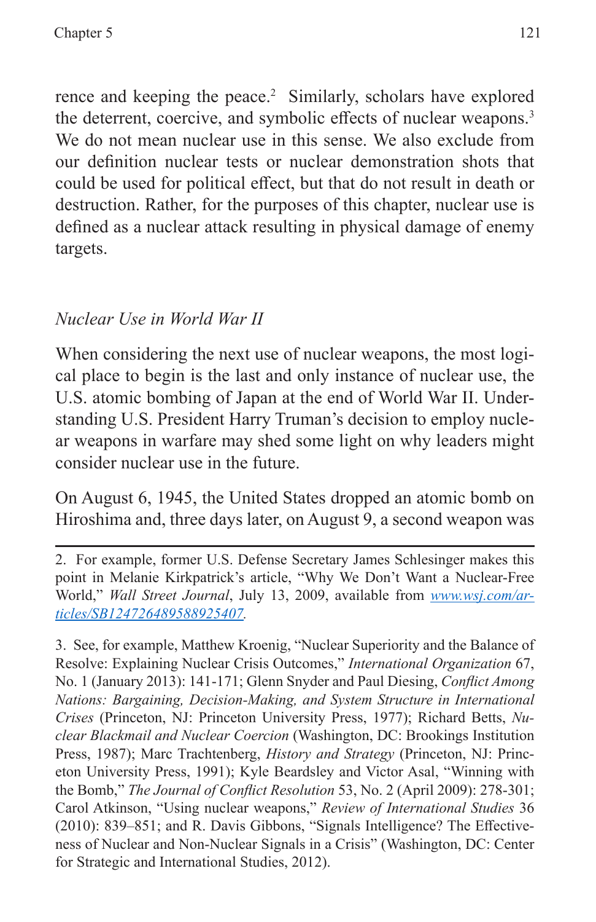rence and keeping the peace.[2] Similarly, scholars have explored the deterrent, coercive, and symbolic effects of nuclear weapons.[3] We do not mean nuclear use in this sense. We also exclude from our definition nuclear tests or nuclear demonstration shots that could be used for political effect, but that do not result in death or destruction. Rather, for the purposes of this chapter, nuclear use is defined as a nuclear attack resulting in physical damage of enemy targets.

### *Nuclear Use in World War II*

When considering the next use of nuclear weapons, the most logical place to begin is the last and only instance of nuclear use, the U.S. atomic bombing of Japan at the end of World War II. Understanding U.S. President Harry Truman's decision to employ nuclear weapons in warfare may shed some light on why leaders might consider nuclear use in the future.

On August 6, 1945, the United States dropped an atomic bomb on Hiroshima and, three days later, on August 9, a second weapon was

---

2. For example, former U.S. Defense Secretary James Schlesinger makes this point in Melanie Kirkpatrick's article, "Why We Don't Want a Nuclear-Free World," *Wall Street Journal*, July 13, 2009, available from [www.wsj.com/articles/SB124726489588925407](www.wsj.com/articles/SB124726489588925407).

3. See, for example, Matthew Kroenig, "Nuclear Superiority and the Balance of Resolve: Explaining Nuclear Crisis Outcomes," *International Organization* 67, No. 1 (January 2013): 141-171; Glenn Snyder and Paul Diesing, *Conflict Among Nations: Bargaining, Decision-Making, and System Structure in International Crises* (Princeton, NJ: Princeton University Press, 1977); Richard Betts, *Nuclear Blackmail and Nuclear Coercion* (Washington, DC: Brookings Institution Press, 1987); Marc Trachtenberg, *History and Strategy* (Princeton, NJ: Princeton University Press, 1991); Kyle Beardsley and Victor Asal, "Winning with the Bomb," *The Journal of Conflict Resolution* 53, No. 2 (April 2009): 278-301; Carol Atkinson, "Using nuclear weapons," *Review of International Studies* 36 (2010): 839–851; and R. Davis Gibbons, "Signals Intelligence? The Effectiveness of Nuclear and Non-Nuclear Signals in a Crisis" (Washington, DC: Center for Strategic and International Studies, 2012).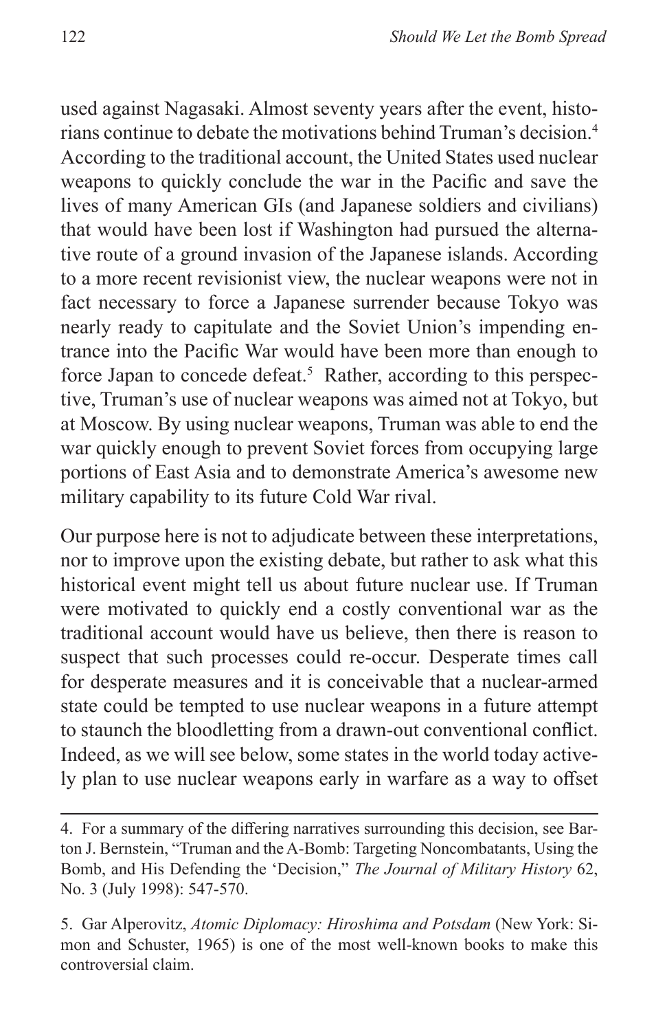used against Nagasaki. Almost seventy years after the event, historians continue to debate the motivations behind Truman's decision.[4] According to the traditional account, the United States used nuclear weapons to quickly conclude the war in the Pacific and save the lives of many American GIs (and Japanese soldiers and civilians) that would have been lost if Washington had pursued the alternative route of a ground invasion of the Japanese islands. According to a more recent revisionist view, the nuclear weapons were not in fact necessary to force a Japanese surrender because Tokyo was nearly ready to capitulate and the Soviet Union's impending entrance into the Pacific War would have been more than enough to force Japan to concede defeat.[5] Rather, according to this perspective, Truman's use of nuclear weapons was aimed not at Tokyo, but at Moscow. By using nuclear weapons, Truman was able to end the war quickly enough to prevent Soviet forces from occupying large portions of East Asia and to demonstrate America's awesome new military capability to its future Cold War rival.

Our purpose here is not to adjudicate between these interpretations, nor to improve upon the existing debate, but rather to ask what this historical event might tell us about future nuclear use. If Truman were motivated to quickly end a costly conventional war as the traditional account would have us believe, then there is reason to suspect that such processes could re-occur. Desperate times call for desperate measures and it is conceivable that a nuclear-armed state could be tempted to use nuclear weapons in a future attempt to staunch the bloodletting from a drawn-out conventional conflict. Indeed, as we will see below, some states in the world today actively plan to use nuclear weapons early in warfare as a way to offset

4. For a summary of the differing narratives surrounding this decision, see Barton J. Bernstein, "Truman and the A-Bomb: Targeting Noncombatants, Using the Bomb, and His Defending the 'Decision,'" *The Journal of Military History* 62, No. 3 (July 1998): 547-570.

5. Gar Alperovitz, *Atomic Diplomacy: Hiroshima and Potsdam* (New York: Simon and Schuster, 1965) is one of the most well-known books to make this controversial claim.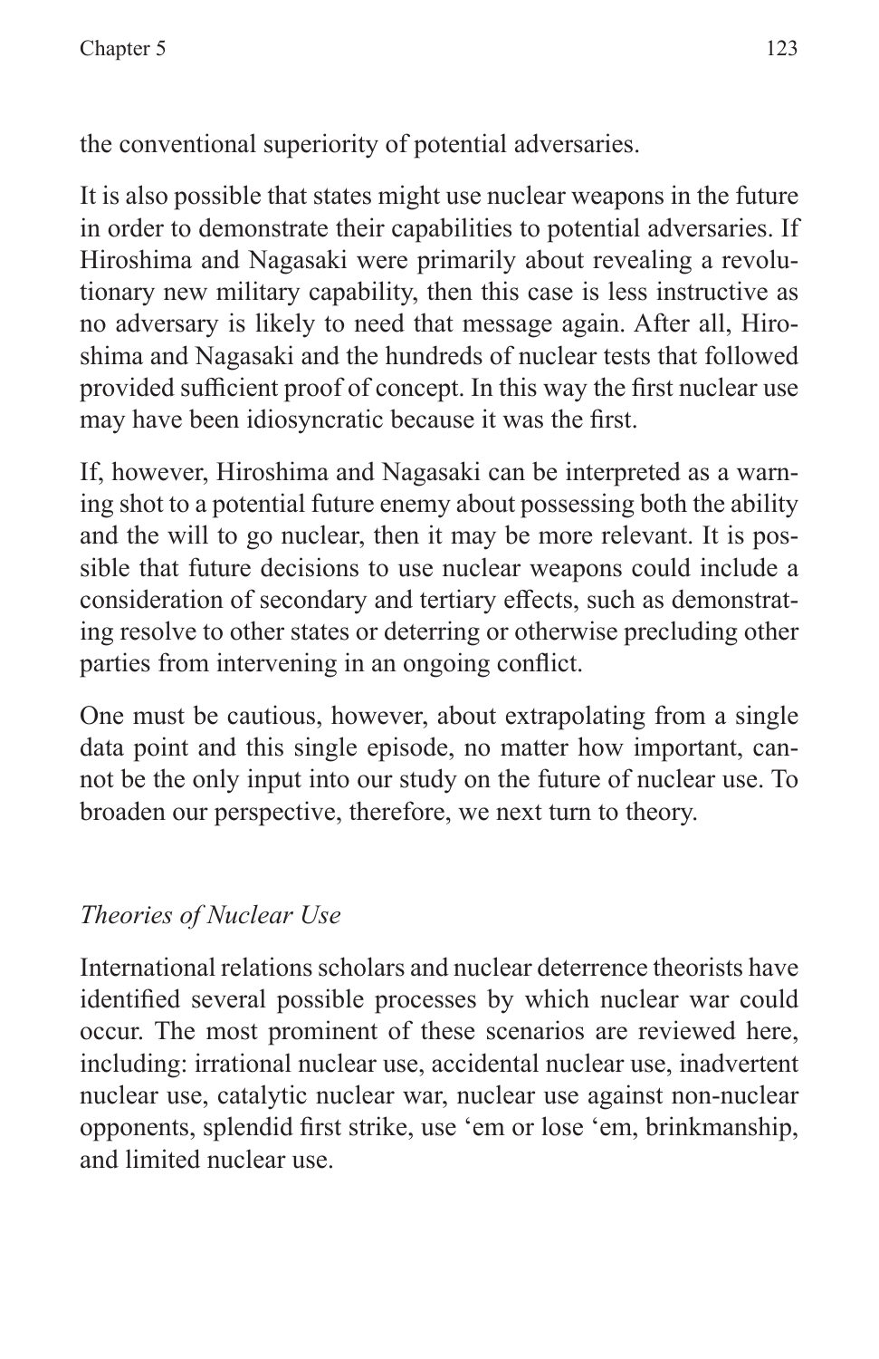the conventional superiority of potential adversaries.

It is also possible that states might use nuclear weapons in the future in order to demonstrate their capabilities to potential adversaries. If Hiroshima and Nagasaki were primarily about revealing a revolutionary new military capability, then this case is less instructive as no adversary is likely to need that message again. After all, Hiroshima and Nagasaki and the hundreds of nuclear tests that followed provided sufficient proof of concept. In this way the first nuclear use may have been idiosyncratic because it was the first.

If, however, Hiroshima and Nagasaki can be interpreted as a warning shot to a potential future enemy about possessing both the ability and the will to go nuclear, then it may be more relevant. It is possible that future decisions to use nuclear weapons could include a consideration of secondary and tertiary effects, such as demonstrating resolve to other states or deterring or otherwise precluding other parties from intervening in an ongoing conflict.

One must be cautious, however, about extrapolating from a single data point and this single episode, no matter how important, cannot be the only input into our study on the future of nuclear use. To broaden our perspective, therefore, we next turn to theory.

### *Theories of Nuclear Use*

International relations scholars and nuclear deterrence theorists have identified several possible processes by which nuclear war could occur. The most prominent of these scenarios are reviewed here, including: irrational nuclear use, accidental nuclear use, inadvertent nuclear use, catalytic nuclear war, nuclear use against non-nuclear opponents, splendid first strike, use 'em or lose 'em, brinkmanship, and limited nuclear use.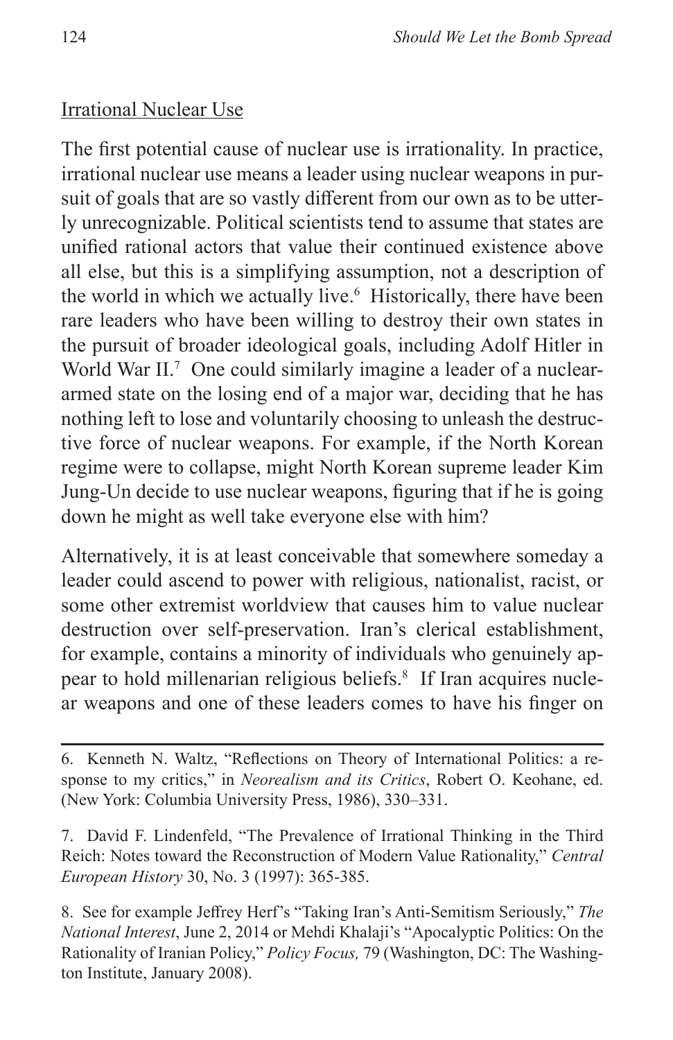## Irrational Nuclear Use

The first potential cause of nuclear use is irrationality. In practice, irrational nuclear use means a leader using nuclear weapons in pursuit of goals that are so vastly different from our own as to be utterly unrecognizable. Political scientists tend to assume that states are unified rational actors that value their continued existence above all else, but this is a simplifying assumption, not a description of the world in which we actually live.[6] Historically, there have been rare leaders who have been willing to destroy their own states in the pursuit of broader ideological goals, including Adolf Hitler in World War II.[7] One could similarly imagine a leader of a nuclear-armed state on the losing end of a major war, deciding that he has nothing left to lose and voluntarily choosing to unleash the destructive force of nuclear weapons. For example, if the North Korean regime were to collapse, might North Korean supreme leader Kim Jung-Un decide to use nuclear weapons, figuring that if he is going down he might as well take everyone else with him?

Alternatively, it is at least conceivable that somewhere someday a leader could ascend to power with religious, nationalist, racist, or some other extremist worldview that causes him to value nuclear destruction over self-preservation. Iran's clerical establishment, for example, contains a minority of individuals who genuinely appear to hold millenarian religious beliefs.[8] If Iran acquires nuclear weapons and one of these leaders comes to have his finger on

---

6. Kenneth N. Waltz, "Reflections on Theory of International Politics: a response to my critics," in *Neorealism and its Critics*, Robert O. Keohane, ed. (New York: Columbia University Press, 1986), 330–331.

7. David F. Lindenfeld, "The Prevalence of Irrational Thinking in the Third Reich: Notes toward the Reconstruction of Modern Value Rationality," *Central European History* 30, No. 3 (1997): 365-385.

8. See for example Jeffrey Herf's "Taking Iran's Anti-Semitism Seriously," *The National Interest*, June 2, 2014 or Mehdi Khalaji's "Apocalyptic Politics: On the Rationality of Iranian Policy," *Policy Focus,* 79 (Washington, DC: The Washington Institute, January 2008).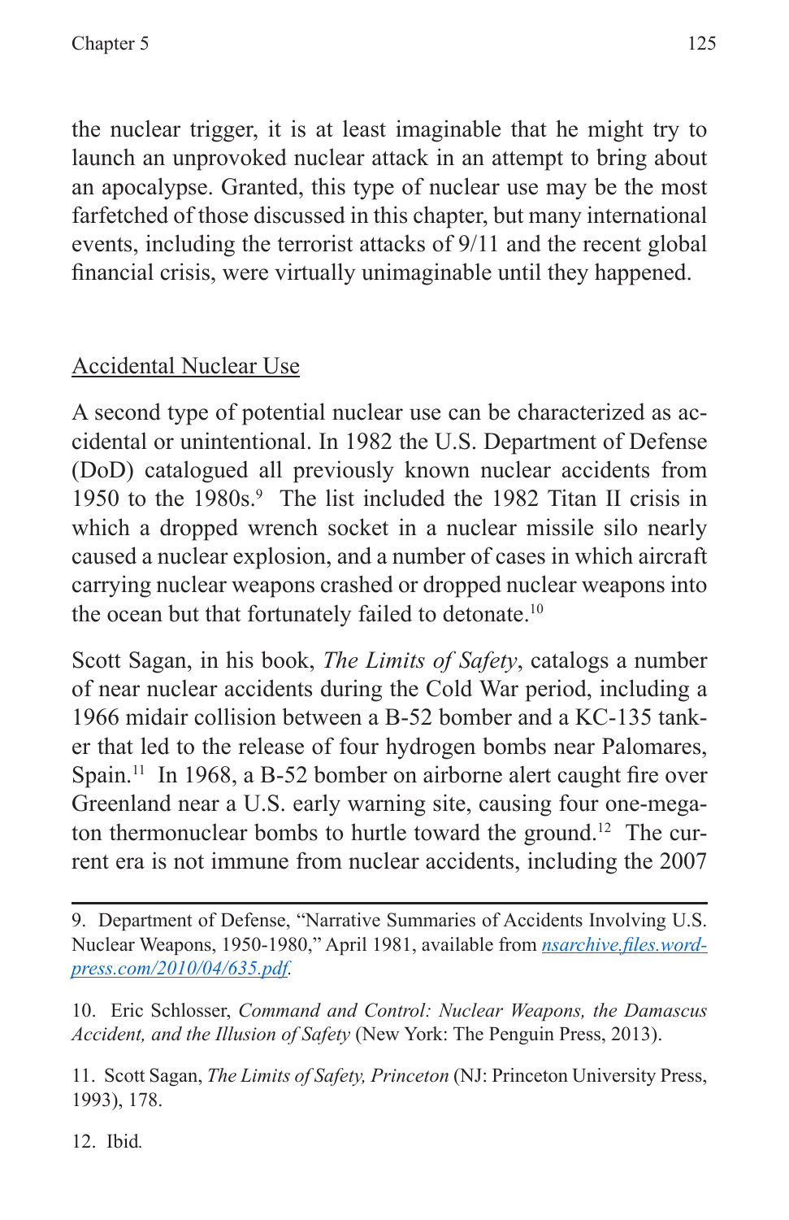the nuclear trigger, it is at least imaginable that he might try to launch an unprovoked nuclear attack in an attempt to bring about an apocalypse. Granted, this type of nuclear use may be the most farfetched of those discussed in this chapter, but many international events, including the terrorist attacks of 9/11 and the recent global financial crisis, were virtually unimaginable until they happened.

## Accidental Nuclear Use

A second type of potential nuclear use can be characterized as accidental or unintentional. In 1982 the U.S. Department of Defense (DoD) catalogued all previously known nuclear accidents from 1950 to the 1980s.[9] The list included the 1982 Titan II crisis in which a dropped wrench socket in a nuclear missile silo nearly caused a nuclear explosion, and a number of cases in which aircraft carrying nuclear weapons crashed or dropped nuclear weapons into the ocean but that fortunately failed to detonate.[10]

Scott Sagan, in his book, *The Limits of Safety*, catalogs a number of near nuclear accidents during the Cold War period, including a 1966 midair collision between a B-52 bomber and a KC-135 tanker that led to the release of four hydrogen bombs near Palomares, Spain.[11] In 1968, a B-52 bomber on airborne alert caught fire over Greenland near a U.S. early warning site, causing four one-megaton thermonuclear bombs to hurtle toward the ground.[12] The current era is not immune from nuclear accidents, including the 2007

---

9. Department of Defense, "Narrative Summaries of Accidents Involving U.S. Nuclear Weapons, 1950-1980," April 1981, available from [nsarchive.files.wordpress.com/2010/04/635.pdf](nsarchive.files.wordpress.com/2010/04/635.pdf).

10. Eric Schlosser, *Command and Control: Nuclear Weapons, the Damascus Accident, and the Illusion of Safety* (New York: The Penguin Press, 2013).

11. Scott Sagan, *The Limits of Safety, Princeton* (NJ: Princeton University Press, 1993), 178.

12. Ibid.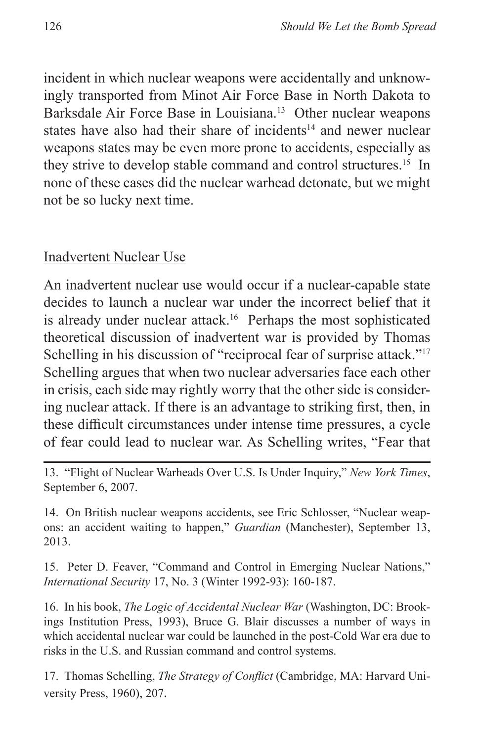incident in which nuclear weapons were accidentally and unknowingly transported from Minot Air Force Base in North Dakota to Barksdale Air Force Base in Louisiana.[13] Other nuclear weapons states have also had their share of incidents[14] and newer nuclear weapons states may be even more prone to accidents, especially as they strive to develop stable command and control structures.[15] In none of these cases did the nuclear warhead detonate, but we might not be so lucky next time.

## Inadvertent Nuclear Use

An inadvertent nuclear use would occur if a nuclear-capable state decides to launch a nuclear war under the incorrect belief that it is already under nuclear attack.[16] Perhaps the most sophisticated theoretical discussion of inadvertent war is provided by Thomas Schelling in his discussion of "reciprocal fear of surprise attack."[17] Schelling argues that when two nuclear adversaries face each other in crisis, each side may rightly worry that the other side is considering nuclear attack. If there is an advantage to striking first, then, in these difficult circumstances under intense time pressures, a cycle of fear could lead to nuclear war. As Schelling writes, "Fear that

---

13. "Flight of Nuclear Warheads Over U.S. Is Under Inquiry," *New York Times*, September 6, 2007.

14. On British nuclear weapons accidents, see Eric Schlosser, "Nuclear weapons: an accident waiting to happen," *Guardian* (Manchester), September 13, 2013.

15. Peter D. Feaver, "Command and Control in Emerging Nuclear Nations," *International Security* 17, No. 3 (Winter 1992-93): 160-187.

16. In his book, *The Logic of Accidental Nuclear War* (Washington, DC: Brookings Institution Press, 1993), Bruce G. Blair discusses a number of ways in which accidental nuclear war could be launched in the post-Cold War era due to risks in the U.S. and Russian command and control systems.

17. Thomas Schelling, *The Strategy of Conflict* (Cambridge, MA: Harvard University Press, 1960), 207.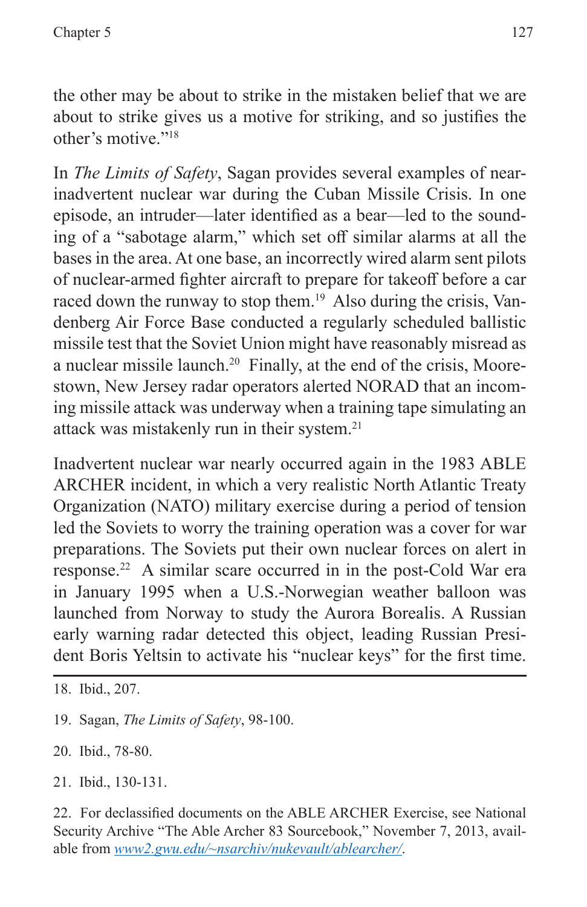the other may be about to strike in the mistaken belief that we are about to strike gives us a motive for striking, and so justifies the other's motive."[18]

In *The Limits of Safety*, Sagan provides several examples of near-inadvertent nuclear war during the Cuban Missile Crisis. In one episode, an intruder—later identified as a bear—led to the sounding of a "sabotage alarm," which set off similar alarms at all the bases in the area. At one base, an incorrectly wired alarm sent pilots of nuclear-armed fighter aircraft to prepare for takeoff before a car raced down the runway to stop them.[19] Also during the crisis, Vandenberg Air Force Base conducted a regularly scheduled ballistic missile test that the Soviet Union might have reasonably misread as a nuclear missile launch.[20] Finally, at the end of the crisis, Moorestown, New Jersey radar operators alerted NORAD that an incoming missile attack was underway when a training tape simulating an attack was mistakenly run in their system.[21]

Inadvertent nuclear war nearly occurred again in the 1983 ABLE ARCHER incident, in which a very realistic North Atlantic Treaty Organization (NATO) military exercise during a period of tension led the Soviets to worry the training operation was a cover for war preparations. The Soviets put their own nuclear forces on alert in response.[22] A similar scare occurred in in the post-Cold War era in January 1995 when a U.S.-Norwegian weather balloon was launched from Norway to study the Aurora Borealis. A Russian early warning radar detected this object, leading Russian President Boris Yeltsin to activate his "nuclear keys" for the first time.

---

18. Ibid., 207.

19. Sagan, *The Limits of Safety*, 98-100.

20. Ibid., 78-80.

21. Ibid., 130-131.

22. For declassified documents on the ABLE ARCHER Exercise, see National Security Archive "The Able Archer 83 Sourcebook," November 7, 2013, available from [www2.gwu.edu/~nsarchiv/nukevault/ablearcher/](www2.gwu.edu/~nsarchiv/nukevault/ablearcher/).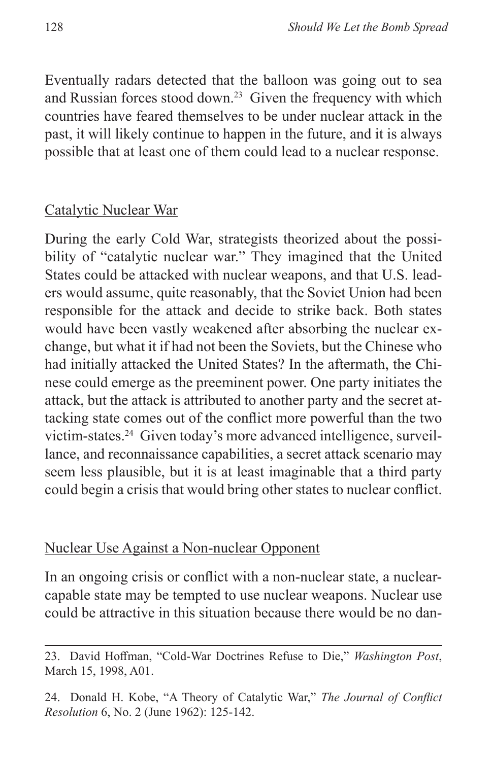Eventually radars detected that the balloon was going out to sea and Russian forces stood down.[23] Given the frequency with which countries have feared themselves to be under nuclear attack in the past, it will likely continue to happen in the future, and it is always possible that at least one of them could lead to a nuclear response.

### Catalytic Nuclear War

During the early Cold War, strategists theorized about the possibility of "catalytic nuclear war." They imagined that the United States could be attacked with nuclear weapons, and that U.S. leaders would assume, quite reasonably, that the Soviet Union had been responsible for the attack and decide to strike back. Both states would have been vastly weakened after absorbing the nuclear exchange, but what it if had not been the Soviets, but the Chinese who had initially attacked the United States? In the aftermath, the Chinese could emerge as the preeminent power. One party initiates the attack, but the attack is attributed to another party and the secret attacking state comes out of the conflict more powerful than the two victim-states.[24] Given today's more advanced intelligence, surveillance, and reconnaissance capabilities, a secret attack scenario may seem less plausible, but it is at least imaginable that a third party could begin a crisis that would bring other states to nuclear conflict.

### Nuclear Use Against a Non-nuclear Opponent

In an ongoing crisis or conflict with a non-nuclear state, a nuclear-capable state may be tempted to use nuclear weapons. Nuclear use could be attractive in this situation because there would be no dan-

---

23. David Hoffman, "Cold-War Doctrines Refuse to Die," *Washington Post*, March 15, 1998, A01.

24. Donald H. Kobe, "A Theory of Catalytic War," *The Journal of Conflict Resolution* 6, No. 2 (June 1962): 125-142.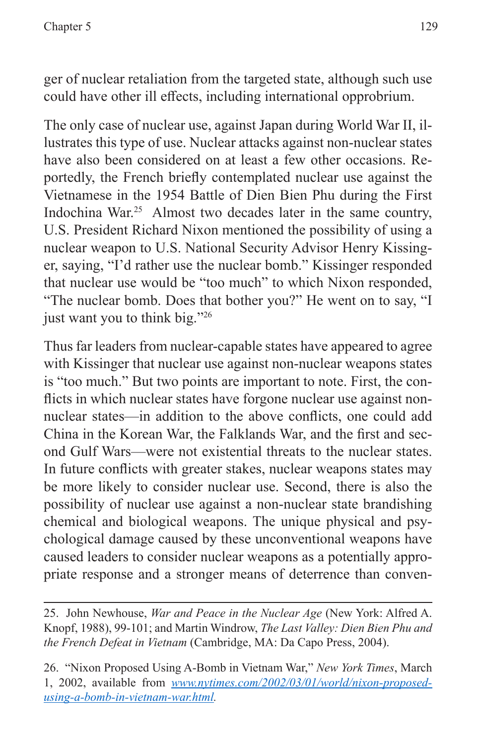ger of nuclear retaliation from the targeted state, although such use could have other ill effects, including international opprobrium.

The only case of nuclear use, against Japan during World War II, illustrates this type of use. Nuclear attacks against non-nuclear states have also been considered on at least a few other occasions. Reportedly, the French briefly contemplated nuclear use against the Vietnamese in the 1954 Battle of Dien Bien Phu during the First Indochina War.[25] Almost two decades later in the same country, U.S. President Richard Nixon mentioned the possibility of using a nuclear weapon to U.S. National Security Advisor Henry Kissinger, saying, "I'd rather use the nuclear bomb." Kissinger responded that nuclear use would be "too much" to which Nixon responded, "The nuclear bomb. Does that bother you?" He went on to say, "I just want you to think big."[26]

Thus far leaders from nuclear-capable states have appeared to agree with Kissinger that nuclear use against non-nuclear weapons states is "too much." But two points are important to note. First, the conflicts in which nuclear states have forgone nuclear use against non-nuclear states—in addition to the above conflicts, one could add China in the Korean War, the Falklands War, and the first and second Gulf Wars—were not existential threats to the nuclear states. In future conflicts with greater stakes, nuclear weapons states may be more likely to consider nuclear use. Second, there is also the possibility of nuclear use against a non-nuclear state brandishing chemical and biological weapons. The unique physical and psychological damage caused by these unconventional weapons have caused leaders to consider nuclear weapons as a potentially appropriate response and a stronger means of deterrence than conven-

---

25. John Newhouse, *War and Peace in the Nuclear Age* (New York: Alfred A. Knopf, 1988), 99-101; and Martin Windrow, *The Last Valley: Dien Bien Phu and the French Defeat in Vietnam* (Cambridge, MA: Da Capo Press, 2004).

26. "Nixon Proposed Using A-Bomb in Vietnam War," *New York Times*, March 1, 2002, available from *www.nytimes.com/2002/03/01/world/nixon-proposed-using-a-bomb-in-vietnam-war.html*.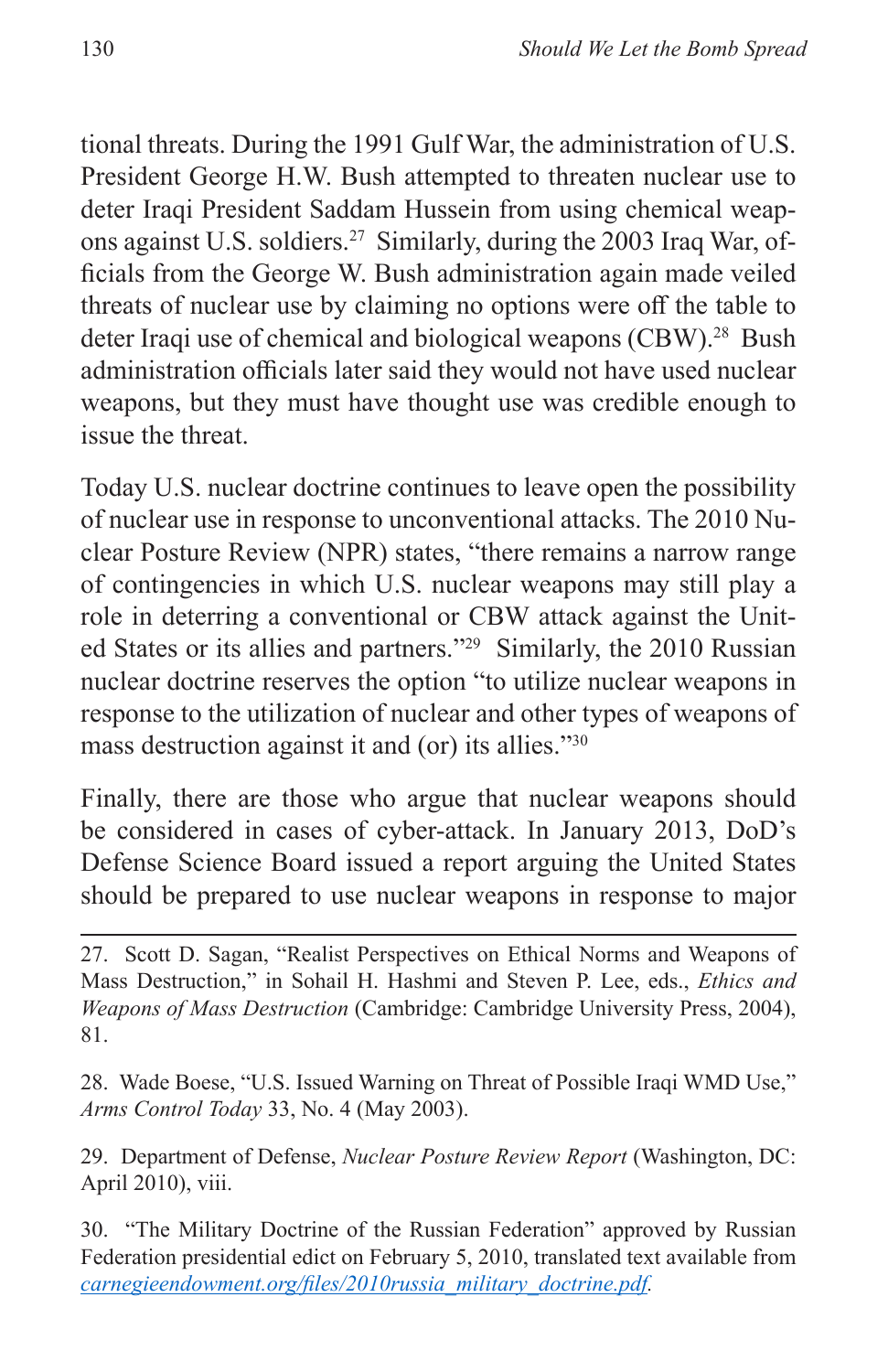tional threats. During the 1991 Gulf War, the administration of U.S. President George H.W. Bush attempted to threaten nuclear use to deter Iraqi President Saddam Hussein from using chemical weapons against U.S. soldiers.[27] Similarly, during the 2003 Iraq War, officials from the George W. Bush administration again made veiled threats of nuclear use by claiming no options were off the table to deter Iraqi use of chemical and biological weapons (CBW).[28] Bush administration officials later said they would not have used nuclear weapons, but they must have thought use was credible enough to issue the threat.

Today U.S. nuclear doctrine continues to leave open the possibility of nuclear use in response to unconventional attacks. The 2010 Nuclear Posture Review (NPR) states, "there remains a narrow range of contingencies in which U.S. nuclear weapons may still play a role in deterring a conventional or CBW attack against the United States or its allies and partners."[29] Similarly, the 2010 Russian nuclear doctrine reserves the option "to utilize nuclear weapons in response to the utilization of nuclear and other types of weapons of mass destruction against it and (or) its allies."[30]

Finally, there are those who argue that nuclear weapons should be considered in cases of cyber-attack. In January 2013, DoD's Defense Science Board issued a report arguing the United States should be prepared to use nuclear weapons in response to major

---

27. Scott D. Sagan, "Realist Perspectives on Ethical Norms and Weapons of Mass Destruction," in Sohail H. Hashmi and Steven P. Lee, eds., *Ethics and Weapons of Mass Destruction* (Cambridge: Cambridge University Press, 2004), 81.

28. Wade Boese, "U.S. Issued Warning on Threat of Possible Iraqi WMD Use," *Arms Control Today* 33, No. 4 (May 2003).

29. Department of Defense, *Nuclear Posture Review Report* (Washington, DC: April 2010), viii.

30. "The Military Doctrine of the Russian Federation" approved by Russian Federation presidential edict on February 5, 2010, translated text available from *carnegieendowment.org/files/2010russia_military_doctrine.pdf*.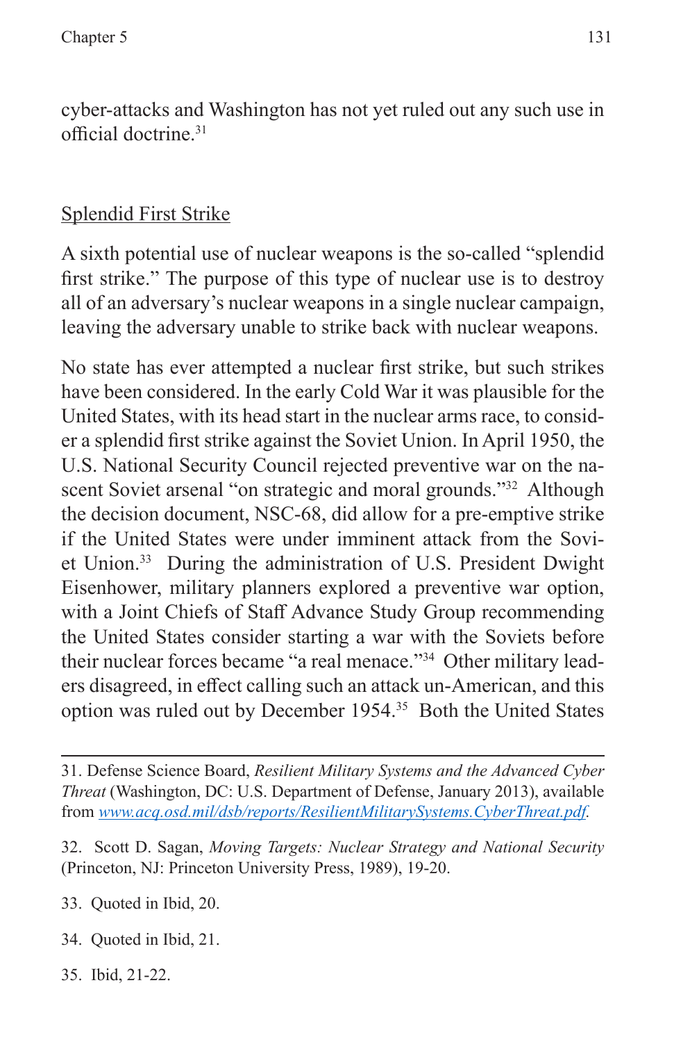cyber-attacks and Washington has not yet ruled out any such use in official doctrine.[31]

## Splendid First Strike

A sixth potential use of nuclear weapons is the so-called "splendid first strike." The purpose of this type of nuclear use is to destroy all of an adversary's nuclear weapons in a single nuclear campaign, leaving the adversary unable to strike back with nuclear weapons.

No state has ever attempted a nuclear first strike, but such strikes have been considered. In the early Cold War it was plausible for the United States, with its head start in the nuclear arms race, to consider a splendid first strike against the Soviet Union. In April 1950, the U.S. National Security Council rejected preventive war on the nascent Soviet arsenal "on strategic and moral grounds."[32] Although the decision document, NSC-68, did allow for a pre-emptive strike if the United States were under imminent attack from the Soviet Union.[33] During the administration of U.S. President Dwight Eisenhower, military planners explored a preventive war option, with a Joint Chiefs of Staff Advance Study Group recommending the United States consider starting a war with the Soviets before their nuclear forces became "a real menace."[34] Other military leaders disagreed, in effect calling such an attack un-American, and this option was ruled out by December 1954.[35] Both the United States

---

31. Defense Science Board, *Resilient Military Systems and the Advanced Cyber Threat* (Washington, DC: U.S. Department of Defense, January 2013), available from www.acq.osd.mil/dsb/reports/ResilientMilitarySystems.CyberThreat.pdf.

32. Scott D. Sagan, *Moving Targets: Nuclear Strategy and National Security* (Princeton, NJ: Princeton University Press, 1989), 19-20.

33. Quoted in Ibid, 20.

34. Quoted in Ibid, 21.

35. Ibid, 21-22.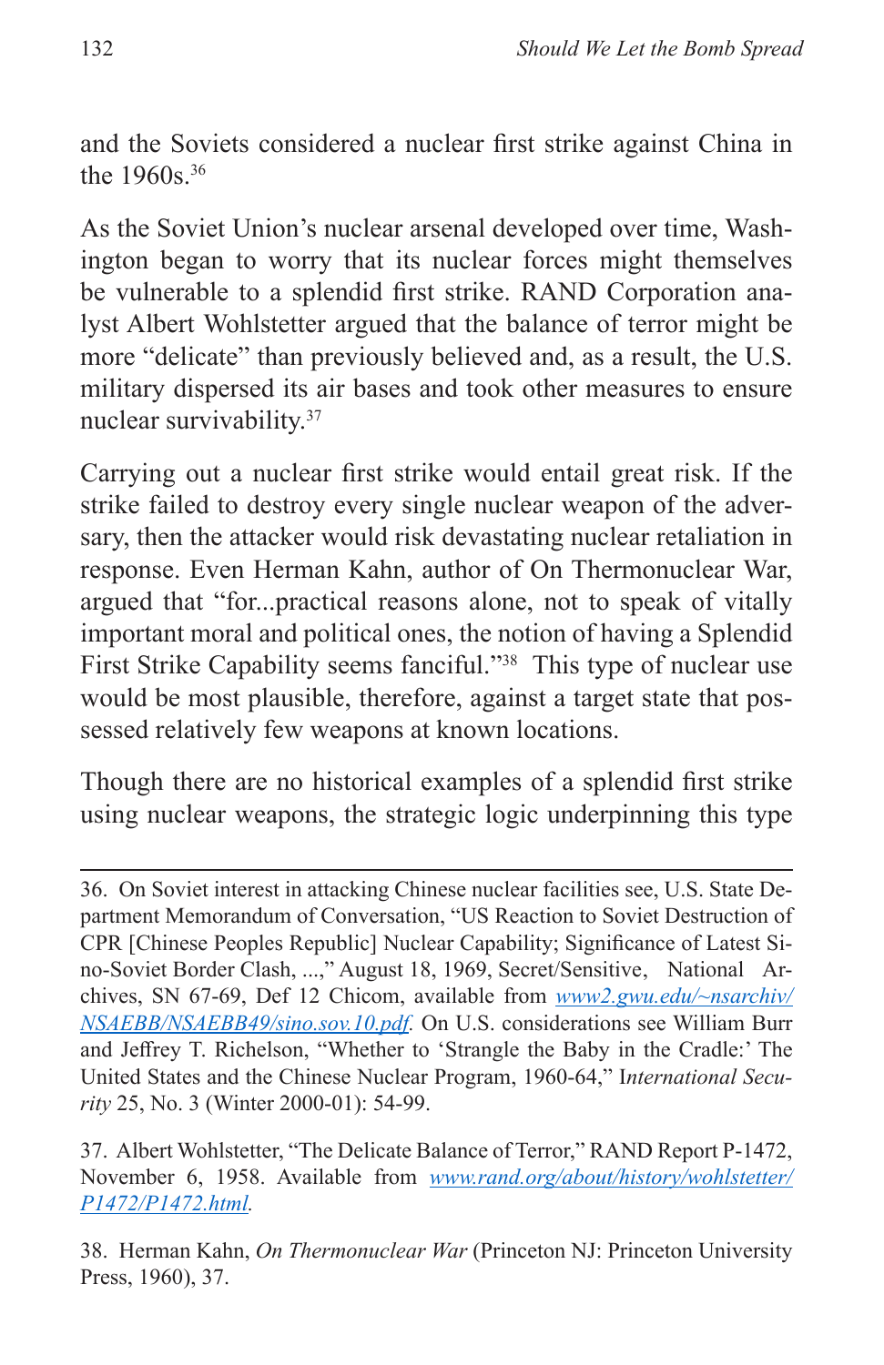and the Soviets considered a nuclear first strike against China in the 1960s.[36]

As the Soviet Union's nuclear arsenal developed over time, Washington began to worry that its nuclear forces might themselves be vulnerable to a splendid first strike. RAND Corporation analyst Albert Wohlstetter argued that the balance of terror might be more "delicate" than previously believed and, as a result, the U.S. military dispersed its air bases and took other measures to ensure nuclear survivability.[37]

Carrying out a nuclear first strike would entail great risk. If the strike failed to destroy every single nuclear weapon of the adversary, then the attacker would risk devastating nuclear retaliation in response. Even Herman Kahn, author of On Thermonuclear War, argued that "for...practical reasons alone, not to speak of vitally important moral and political ones, the notion of having a Splendid First Strike Capability seems fanciful."[38] This type of nuclear use would be most plausible, therefore, against a target state that possessed relatively few weapons at known locations.

Though there are no historical examples of a splendid first strike using nuclear weapons, the strategic logic underpinning this type

---

36. On Soviet interest in attacking Chinese nuclear facilities see, U.S. State Department Memorandum of Conversation, "US Reaction to Soviet Destruction of CPR [Chinese Peoples Republic] Nuclear Capability; Significance of Latest Sino-Soviet Border Clash, ...," August 18, 1969, Secret/Sensitive, National Archives, SN 67-69, Def 12 Chicom, available from *www2.gwu.edu/~nsarchiv/NSAEBB/NSAEBB49/sino.sov.10.pdf*. On U.S. considerations see William Burr and Jeffrey T. Richelson, "Whether to 'Strangle the Baby in the Cradle:' The United States and the Chinese Nuclear Program, 1960-64," *International Security* 25, No. 3 (Winter 2000-01): 54-99.

37. Albert Wohlstetter, "The Delicate Balance of Terror," RAND Report P-1472, November 6, 1958. Available from *www.rand.org/about/history/wohlstetter/P1472/P1472.html*.

38. Herman Kahn, *On Thermonuclear War* (Princeton NJ: Princeton University Press, 1960), 37.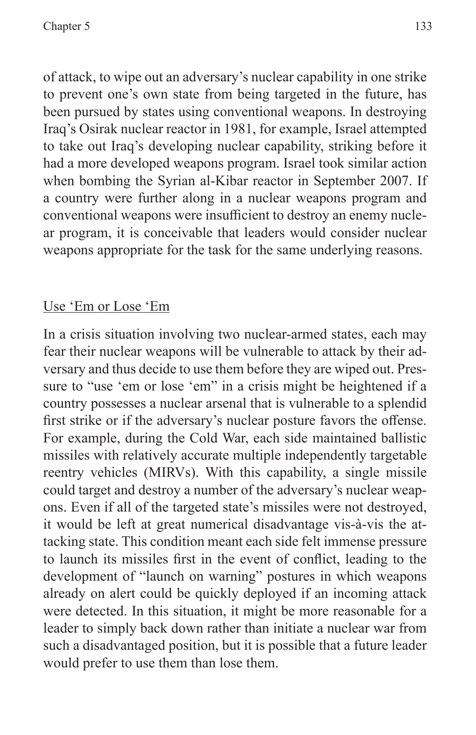of attack, to wipe out an adversary's nuclear capability in one strike to prevent one's own state from being targeted in the future, has been pursued by states using conventional weapons. In destroying Iraq's Osirak nuclear reactor in 1981, for example, Israel attempted to take out Iraq's developing nuclear capability, striking before it had a more developed weapons program. Israel took similar action when bombing the Syrian al-Kibar reactor in September 2007. If a country were further along in a nuclear weapons program and conventional weapons were insufficient to destroy an enemy nuclear program, it is conceivable that leaders would consider nuclear weapons appropriate for the task for the same underlying reasons.

## Use 'Em or Lose 'Em

In a crisis situation involving two nuclear-armed states, each may fear their nuclear weapons will be vulnerable to attack by their adversary and thus decide to use them before they are wiped out. Pressure to "use 'em or lose 'em" in a crisis might be heightened if a country possesses a nuclear arsenal that is vulnerable to a splendid first strike or if the adversary's nuclear posture favors the offense. For example, during the Cold War, each side maintained ballistic missiles with relatively accurate multiple independently targetable reentry vehicles (MIRVs). With this capability, a single missile could target and destroy a number of the adversary's nuclear weapons. Even if all of the targeted state's missiles were not destroyed, it would be left at great numerical disadvantage vis-à-vis the attacking state. This condition meant each side felt immense pressure to launch its missiles first in the event of conflict, leading to the development of "launch on warning" postures in which weapons already on alert could be quickly deployed if an incoming attack were detected. In this situation, it might be more reasonable for a leader to simply back down rather than initiate a nuclear war from such a disadvantaged position, but it is possible that a future leader would prefer to use them than lose them.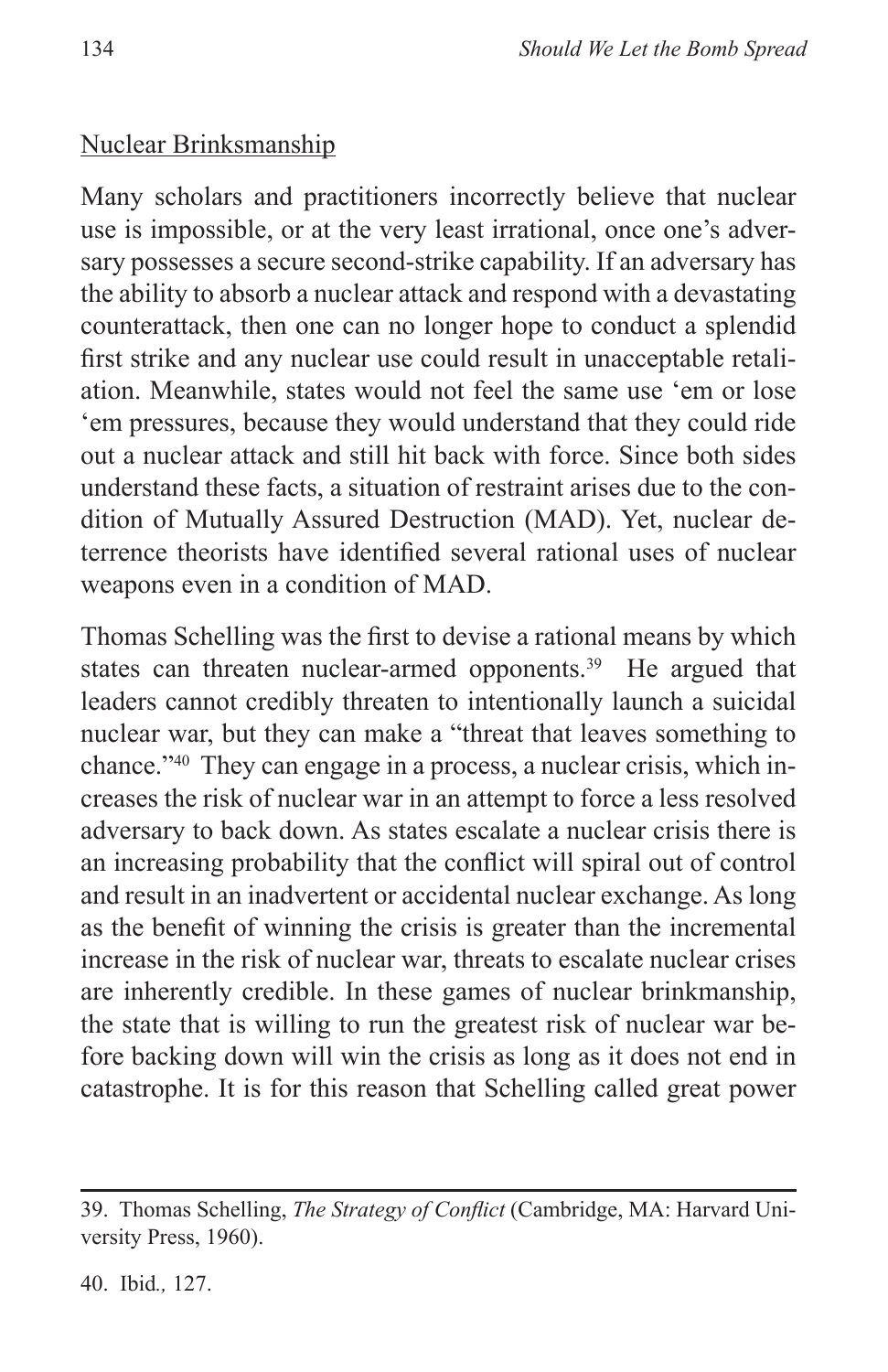Nuclear Brinksmanship

Many scholars and practitioners incorrectly believe that nuclear use is impossible, or at the very least irrational, once one's adversary possesses a secure second-strike capability. If an adversary has the ability to absorb a nuclear attack and respond with a devastating counterattack, then one can no longer hope to conduct a splendid first strike and any nuclear use could result in unacceptable retaliation. Meanwhile, states would not feel the same use 'em or lose 'em pressures, because they would understand that they could ride out a nuclear attack and still hit back with force. Since both sides understand these facts, a situation of restraint arises due to the condition of Mutually Assured Destruction (MAD). Yet, nuclear deterrence theorists have identified several rational uses of nuclear weapons even in a condition of MAD.

Thomas Schelling was the first to devise a rational means by which states can threaten nuclear-armed opponents.[39] He argued that leaders cannot credibly threaten to intentionally launch a suicidal nuclear war, but they can make a "threat that leaves something to chance."[40] They can engage in a process, a nuclear crisis, which increases the risk of nuclear war in an attempt to force a less resolved adversary to back down. As states escalate a nuclear crisis there is an increasing probability that the conflict will spiral out of control and result in an inadvertent or accidental nuclear exchange. As long as the benefit of winning the crisis is greater than the incremental increase in the risk of nuclear war, threats to escalate nuclear crises are inherently credible. In these games of nuclear brinksmanship, the state that is willing to run the greatest risk of nuclear war before backing down will win the crisis as long as it does not end in catastrophe. It is for this reason that Schelling called great power

39. Thomas Schelling, *The Strategy of Conflict* (Cambridge, MA: Harvard University Press, 1960).

40. Ibid*.,* 127.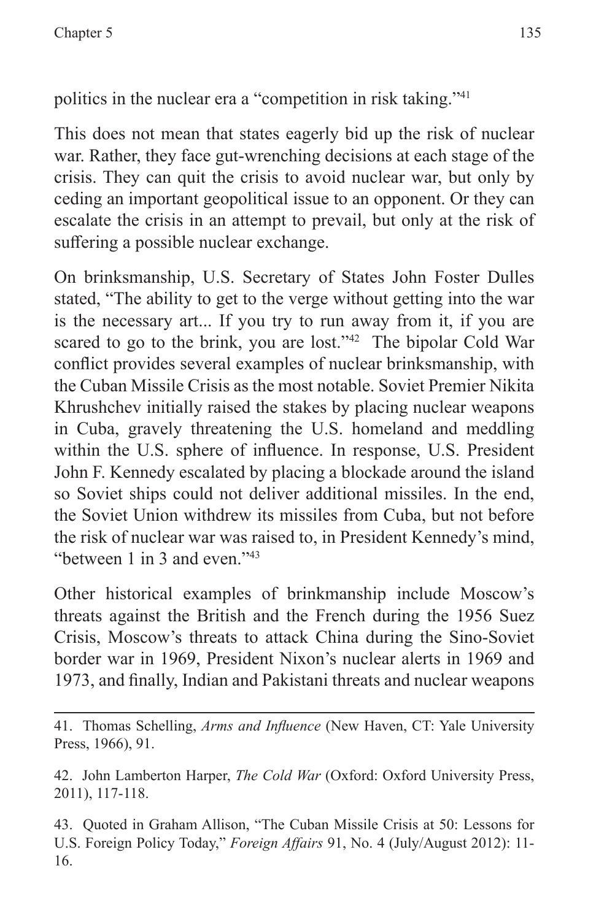politics in the nuclear era a "competition in risk taking."[41]

This does not mean that states eagerly bid up the risk of nuclear war. Rather, they face gut-wrenching decisions at each stage of the crisis. They can quit the crisis to avoid nuclear war, but only by ceding an important geopolitical issue to an opponent. Or they can escalate the crisis in an attempt to prevail, but only at the risk of suffering a possible nuclear exchange.

On brinksmanship, U.S. Secretary of States John Foster Dulles stated, "The ability to get to the verge without getting into the war is the necessary art... If you try to run away from it, if you are scared to go to the brink, you are lost."[42] The bipolar Cold War conflict provides several examples of nuclear brinksmanship, with the Cuban Missile Crisis as the most notable. Soviet Premier Nikita Khrushchev initially raised the stakes by placing nuclear weapons in Cuba, gravely threatening the U.S. homeland and meddling within the U.S. sphere of influence. In response, U.S. President John F. Kennedy escalated by placing a blockade around the island so Soviet ships could not deliver additional missiles. In the end, the Soviet Union withdrew its missiles from Cuba, but not before the risk of nuclear war was raised to, in President Kennedy's mind, "between 1 in 3 and even."[43]

Other historical examples of brinkmanship include Moscow's threats against the British and the French during the 1956 Suez Crisis, Moscow's threats to attack China during the Sino-Soviet border war in 1969, President Nixon's nuclear alerts in 1969 and 1973, and finally, Indian and Pakistani threats and nuclear weapons

---

41. Thomas Schelling, *Arms and Influence* (New Haven, CT: Yale University Press, 1966), 91.

42. John Lamberton Harper, *The Cold War* (Oxford: Oxford University Press, 2011), 117-118.

43. Quoted in Graham Allison, "The Cuban Missile Crisis at 50: Lessons for U.S. Foreign Policy Today," *Foreign Affairs* 91, No. 4 (July/August 2012): 11-16.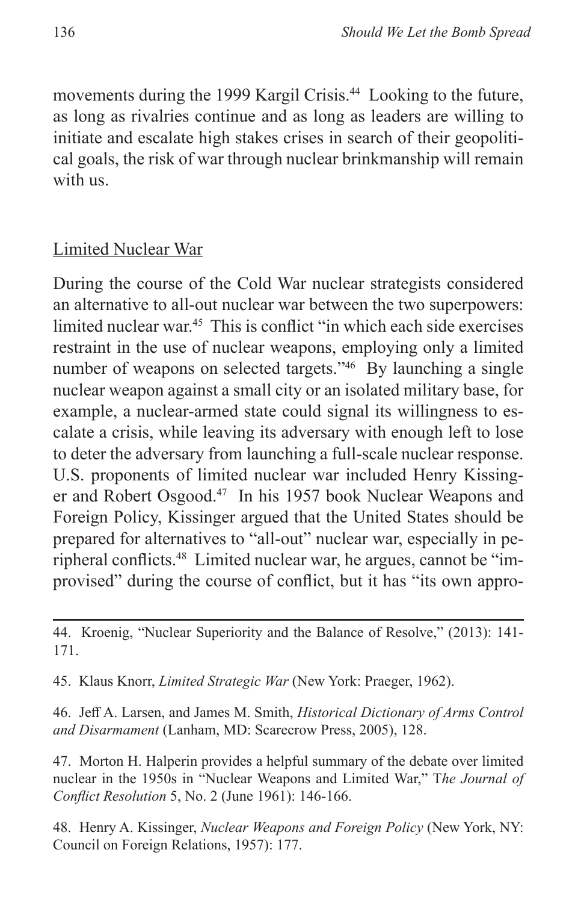movements during the 1999 Kargil Crisis.[44] Looking to the future, as long as rivalries continue and as long as leaders are willing to initiate and escalate high stakes crises in search of their geopolitical goals, the risk of war through nuclear brinkmanship will remain with us.

## Limited Nuclear War

During the course of the Cold War nuclear strategists considered an alternative to all-out nuclear war between the two superpowers: limited nuclear war.[45] This is conflict "in which each side exercises restraint in the use of nuclear weapons, employing only a limited number of weapons on selected targets."[46] By launching a single nuclear weapon against a small city or an isolated military base, for example, a nuclear-armed state could signal its willingness to escalate a crisis, while leaving its adversary with enough left to lose to deter the adversary from launching a full-scale nuclear response. U.S. proponents of limited nuclear war included Henry Kissinger and Robert Osgood.[47] In his 1957 book Nuclear Weapons and Foreign Policy, Kissinger argued that the United States should be prepared for alternatives to "all-out" nuclear war, especially in peripheral conflicts.[48] Limited nuclear war, he argues, cannot be "improvised" during the course of conflict, but it has "its own appro-

---

44. Kroenig, "Nuclear Superiority and the Balance of Resolve," (2013): 141-171.

45. Klaus Knorr, *Limited Strategic War* (New York: Praeger, 1962).

46. Jeff A. Larsen, and James M. Smith, *Historical Dictionary of Arms Control and Disarmament* (Lanham, MD: Scarecrow Press, 2005), 128.

47. Morton H. Halperin provides a helpful summary of the debate over limited nuclear in the 1950s in "Nuclear Weapons and Limited War," T*he Journal of Conflict Resolution* 5, No. 2 (June 1961): 146-166.

48. Henry A. Kissinger, *Nuclear Weapons and Foreign Policy* (New York, NY: Council on Foreign Relations, 1957): 177.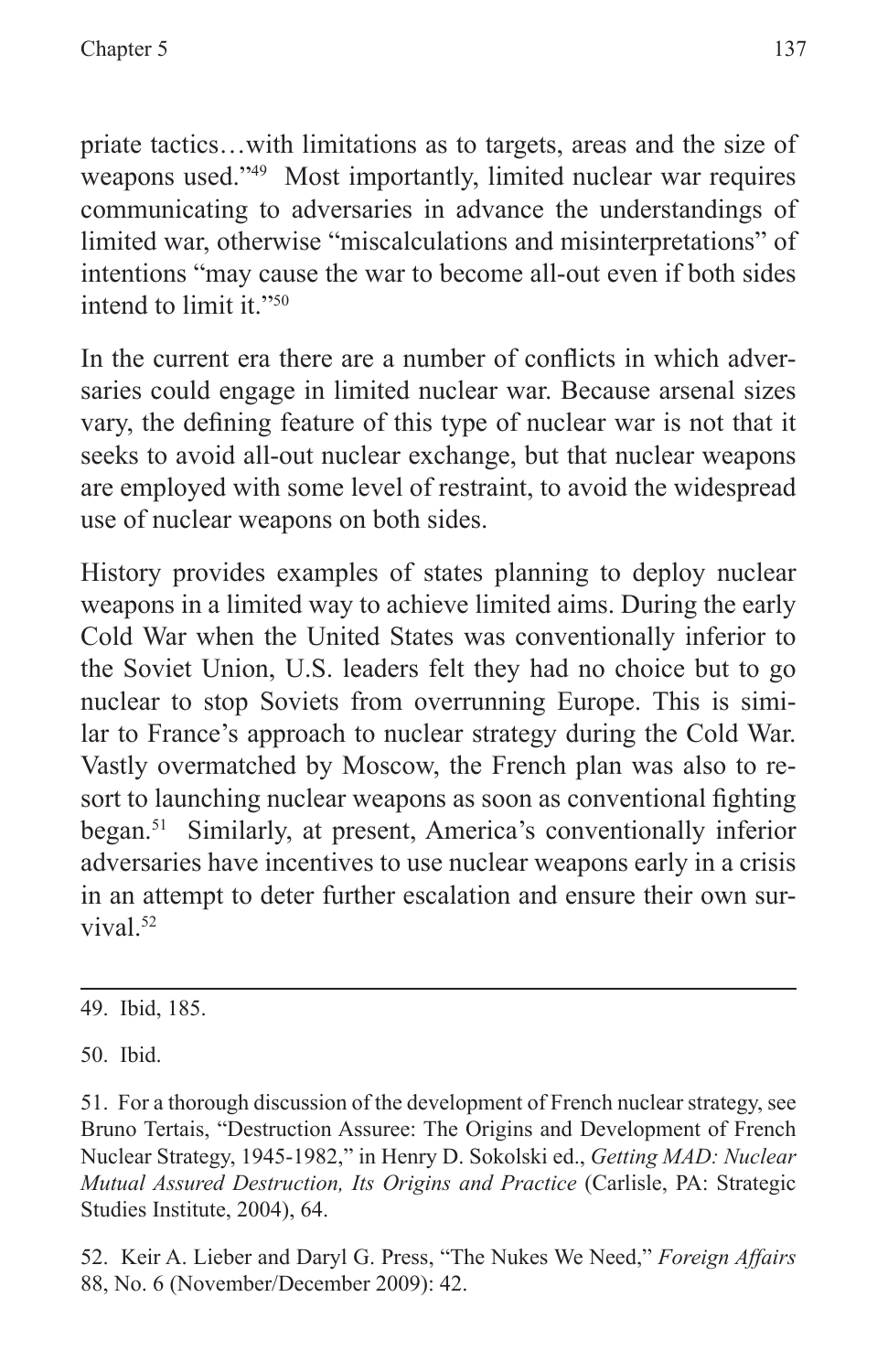priate tactics…with limitations as to targets, areas and the size of weapons used."[49] Most importantly, limited nuclear war requires communicating to adversaries in advance the understandings of limited war, otherwise "miscalculations and misinterpretations" of intentions "may cause the war to become all-out even if both sides intend to limit it."[50]

In the current era there are a number of conflicts in which adversaries could engage in limited nuclear war. Because arsenal sizes vary, the defining feature of this type of nuclear war is not that it seeks to avoid all-out nuclear exchange, but that nuclear weapons are employed with some level of restraint, to avoid the widespread use of nuclear weapons on both sides.

History provides examples of states planning to deploy nuclear weapons in a limited way to achieve limited aims. During the early Cold War when the United States was conventionally inferior to the Soviet Union, U.S. leaders felt they had no choice but to go nuclear to stop Soviets from overrunning Europe. This is similar to France's approach to nuclear strategy during the Cold War. Vastly overmatched by Moscow, the French plan was also to resort to launching nuclear weapons as soon as conventional fighting began.[51] Similarly, at present, America's conventionally inferior adversaries have incentives to use nuclear weapons early in a crisis in an attempt to deter further escalation and ensure their own survival.[52]

---

49. Ibid, 185.

50. Ibid.

51. For a thorough discussion of the development of French nuclear strategy, see Bruno Tertais, "Destruction Assuree: The Origins and Development of French Nuclear Strategy, 1945-1982," in Henry D. Sokolski ed., *Getting MAD: Nuclear Mutual Assured Destruction, Its Origins and Practice* (Carlisle, PA: Strategic Studies Institute, 2004), 64.

52. Keir A. Lieber and Daryl G. Press, "The Nukes We Need," *Foreign Affairs* 88, No. 6 (November/December 2009): 42.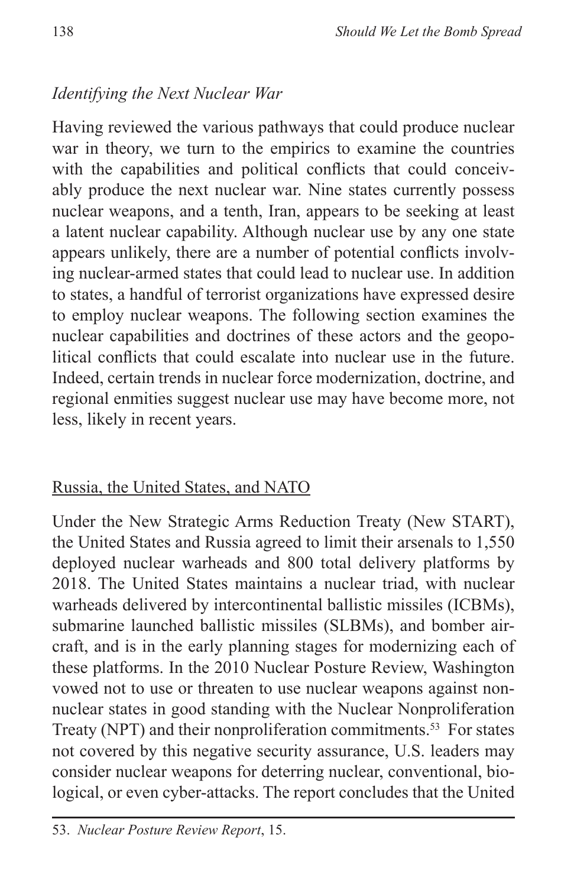### *Identifying the Next Nuclear War*

Having reviewed the various pathways that could produce nuclear war in theory, we turn to the empirics to examine the countries with the capabilities and political conflicts that could conceivably produce the next nuclear war. Nine states currently possess nuclear weapons, and a tenth, Iran, appears to be seeking at least a latent nuclear capability. Although nuclear use by any one state appears unlikely, there are a number of potential conflicts involving nuclear-armed states that could lead to nuclear use. In addition to states, a handful of terrorist organizations have expressed desire to employ nuclear weapons. The following section examines the nuclear capabilities and doctrines of these actors and the geopolitical conflicts that could escalate into nuclear use in the future. Indeed, certain trends in nuclear force modernization, doctrine, and regional enmities suggest nuclear use may have become more, not less, likely in recent years.

#### Russia, the United States, and NATO

Under the New Strategic Arms Reduction Treaty (New START), the United States and Russia agreed to limit their arsenals to 1,550 deployed nuclear warheads and 800 total delivery platforms by 2018. The United States maintains a nuclear triad, with nuclear warheads delivered by intercontinental ballistic missiles (ICBMs), submarine launched ballistic missiles (SLBMs), and bomber aircraft, and is in the early planning stages for modernizing each of these platforms. In the 2010 Nuclear Posture Review, Washington vowed not to use or threaten to use nuclear weapons against non-nuclear states in good standing with the Nuclear Nonproliferation Treaty (NPT) and their nonproliferation commitments.[53] For states not covered by this negative security assurance, U.S. leaders may consider nuclear weapons for deterring nuclear, conventional, biological, or even cyber-attacks. The report concludes that the United

53. *Nuclear Posture Review Report*, 15.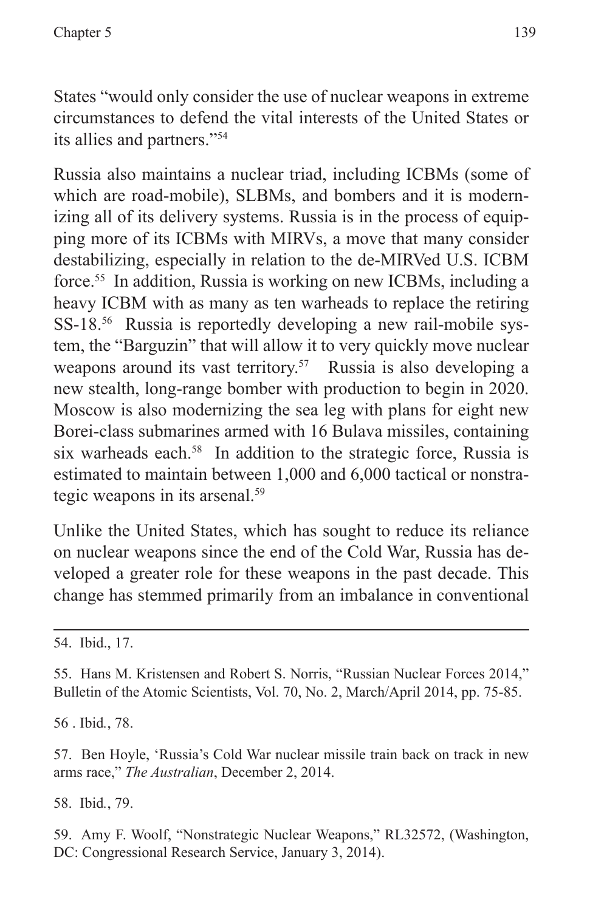States "would only consider the use of nuclear weapons in extreme circumstances to defend the vital interests of the United States or its allies and partners."[54]

Russia also maintains a nuclear triad, including ICBMs (some of which are road-mobile), SLBMs, and bombers and it is modernizing all of its delivery systems. Russia is in the process of equipping more of its ICBMs with MIRVs, a move that many consider destabilizing, especially in relation to the de-MIRVed U.S. ICBM force.[55] In addition, Russia is working on new ICBMs, including a heavy ICBM with as many as ten warheads to replace the retiring SS-18.[56] Russia is reportedly developing a new rail-mobile system, the "Barguzin" that will allow it to very quickly move nuclear weapons around its vast territory.[57] Russia is also developing a new stealth, long-range bomber with production to begin in 2020. Moscow is also modernizing the sea leg with plans for eight new Borei-class submarines armed with 16 Bulava missiles, containing six warheads each.[58] In addition to the strategic force, Russia is estimated to maintain between 1,000 and 6,000 tactical or nonstrategic weapons in its arsenal.[59]

Unlike the United States, which has sought to reduce its reliance on nuclear weapons since the end of the Cold War, Russia has developed a greater role for these weapons in the past decade. This change has stemmed primarily from an imbalance in conventional

---

54. Ibid., 17.

55. Hans M. Kristensen and Robert S. Norris, "Russian Nuclear Forces 2014," Bulletin of the Atomic Scientists, Vol. 70, No. 2, March/April 2014, pp. 75-85.

56 . Ibid., 78.

57. Ben Hoyle, 'Russia's Cold War nuclear missile train back on track in new arms race," *The Australian*, December 2, 2014.

58. Ibid., 79.

59. Amy F. Woolf, "Nonstrategic Nuclear Weapons," RL32572, (Washington, DC: Congressional Research Service, January 3, 2014).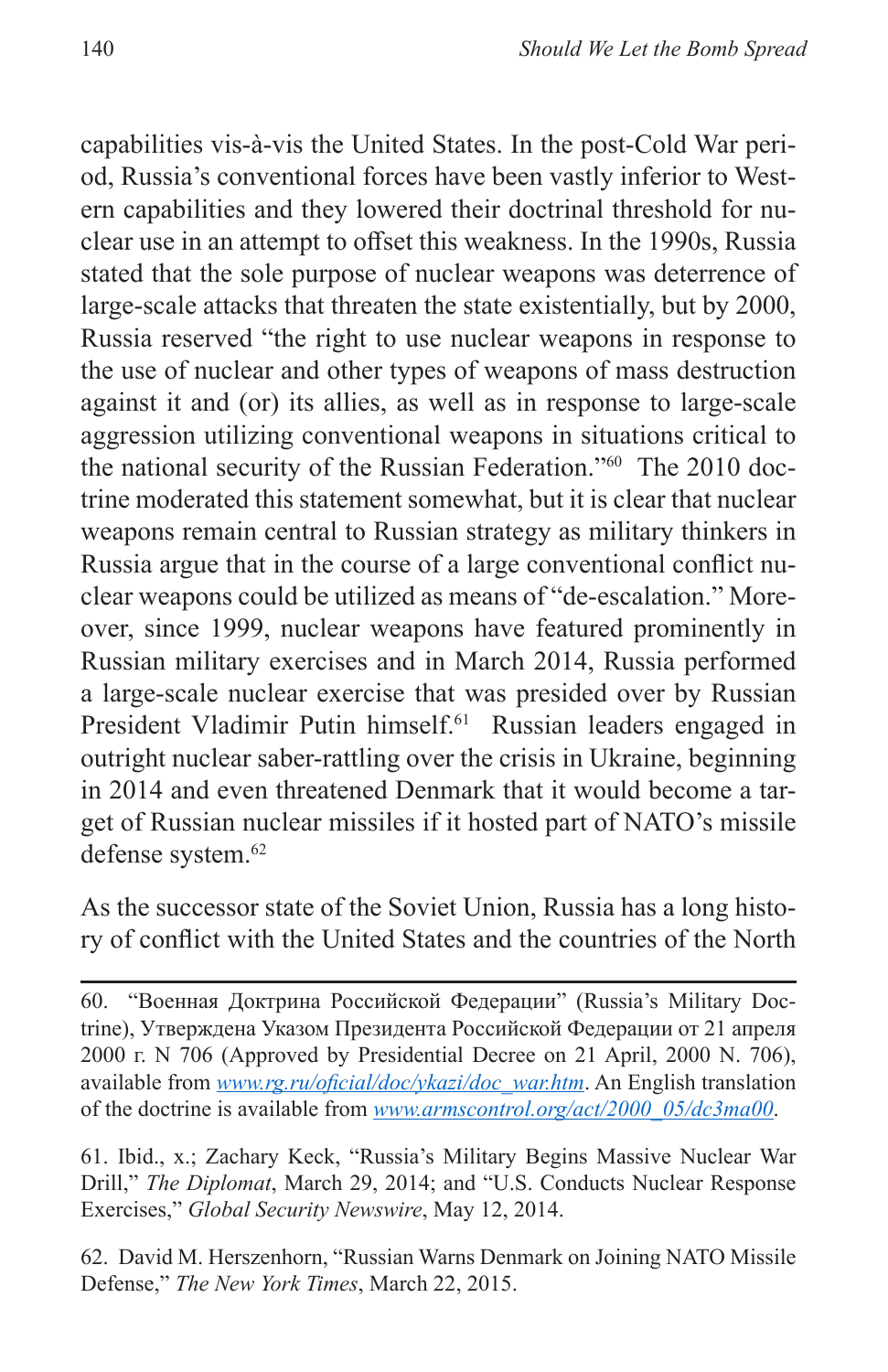capabilities vis-à-vis the United States. In the post-Cold War period, Russia's conventional forces have been vastly inferior to Western capabilities and they lowered their doctrinal threshold for nuclear use in an attempt to offset this weakness. In the 1990s, Russia stated that the sole purpose of nuclear weapons was deterrence of large-scale attacks that threaten the state existentially, but by 2000, Russia reserved "the right to use nuclear weapons in response to the use of nuclear and other types of weapons of mass destruction against it and (or) its allies, as well as in response to large-scale aggression utilizing conventional weapons in situations critical to the national security of the Russian Federation."[60] The 2010 doctrine moderated this statement somewhat, but it is clear that nuclear weapons remain central to Russian strategy as military thinkers in Russia argue that in the course of a large conventional conflict nuclear weapons could be utilized as means of "de-escalation." Moreover, since 1999, nuclear weapons have featured prominently in Russian military exercises and in March 2014, Russia performed a large-scale nuclear exercise that was presided over by Russian President Vladimir Putin himself.[61] Russian leaders engaged in outright nuclear saber-rattling over the crisis in Ukraine, beginning in 2014 and even threatened Denmark that it would become a target of Russian nuclear missiles if it hosted part of NATO's missile defense system.[62]

As the successor state of the Soviet Union, Russia has a long history of conflict with the United States and the countries of the North

---

60. "Военная Доктрина Российской Федерации" (Russia's Military Doctrine), Утверждена Указом Президента Российской Федерации от 21 апреля 2000 г. N 706 (Approved by Presidential Decree on 21 April, 2000 N. 706), available from *www.rg.ru/oficial/doc/ykazi/doc_war.htm*. An English translation of the doctrine is available from *www.armscontrol.org/act/2000_05/dc3ma00*.

61. Ibid., x.; Zachary Keck, "Russia's Military Begins Massive Nuclear War Drill," *The Diplomat*, March 29, 2014; and "U.S. Conducts Nuclear Response Exercises," *Global Security Newswire*, May 12, 2014.

62. David M. Herszenhorn, "Russian Warns Denmark on Joining NATO Missile Defense," *The New York Times*, March 22, 2015.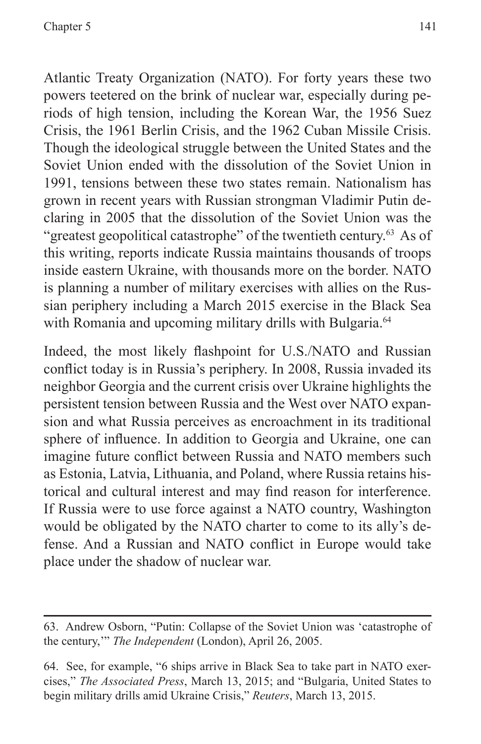Atlantic Treaty Organization (NATO). For forty years these two powers teetered on the brink of nuclear war, especially during periods of high tension, including the Korean War, the 1956 Suez Crisis, the 1961 Berlin Crisis, and the 1962 Cuban Missile Crisis. Though the ideological struggle between the United States and the Soviet Union ended with the dissolution of the Soviet Union in 1991, tensions between these two states remain. Nationalism has grown in recent years with Russian strongman Vladimir Putin declaring in 2005 that the dissolution of the Soviet Union was the "greatest geopolitical catastrophe" of the twentieth century.[63] As of this writing, reports indicate Russia maintains thousands of troops inside eastern Ukraine, with thousands more on the border. NATO is planning a number of military exercises with allies on the Russian periphery including a March 2015 exercise in the Black Sea with Romania and upcoming military drills with Bulgaria.[64]

Indeed, the most likely flashpoint for U.S./NATO and Russian conflict today is in Russia's periphery. In 2008, Russia invaded its neighbor Georgia and the current crisis over Ukraine highlights the persistent tension between Russia and the West over NATO expansion and what Russia perceives as encroachment in its traditional sphere of influence. In addition to Georgia and Ukraine, one can imagine future conflict between Russia and NATO members such as Estonia, Latvia, Lithuania, and Poland, where Russia retains historical and cultural interest and may find reason for interference. If Russia were to use force against a NATO country, Washington would be obligated by the NATO charter to come to its ally's defense. And a Russian and NATO conflict in Europe would take place under the shadow of nuclear war.

---

63. Andrew Osborn, "Putin: Collapse of the Soviet Union was 'catastrophe of the century,'" *The Independent* (London), April 26, 2005.

64. See, for example, "6 ships arrive in Black Sea to take part in NATO exercises," *The Associated Press*, March 13, 2015; and "Bulgaria, United States to begin military drills amid Ukraine Crisis," *Reuters*, March 13, 2015.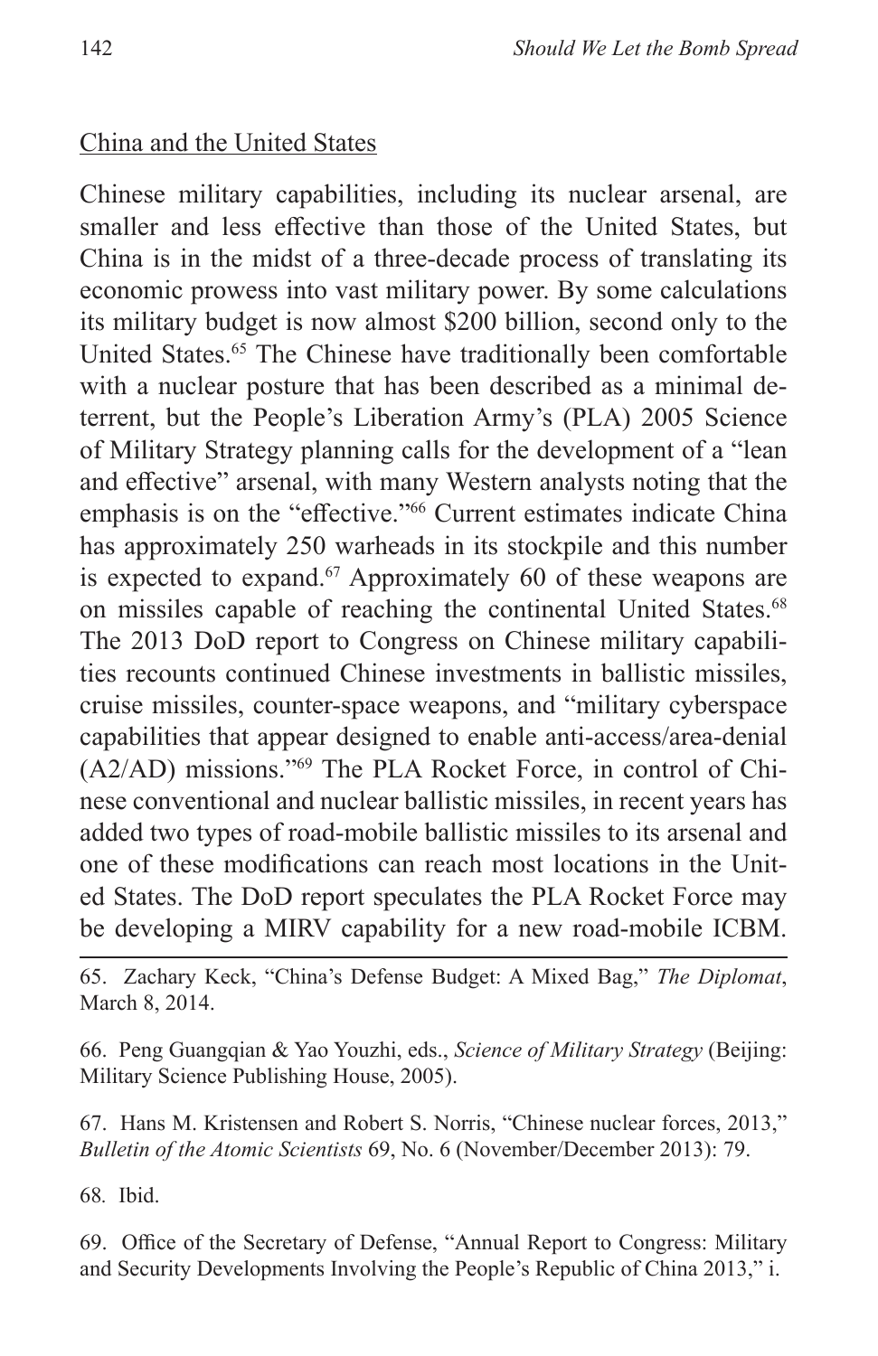China and the United States

Chinese military capabilities, including its nuclear arsenal, are smaller and less effective than those of the United States, but China is in the midst of a three-decade process of translating its economic prowess into vast military power. By some calculations its military budget is now almost $200 billion, second only to the United States.[65] The Chinese have traditionally been comfortable with a nuclear posture that has been described as a minimal deterrent, but the People's Liberation Army's (PLA) 2005 Science of Military Strategy planning calls for the development of a "lean and effective" arsenal, with many Western analysts noting that the emphasis is on the "effective."[66] Current estimates indicate China has approximately 250 warheads in its stockpile and this number is expected to expand.[67] Approximately 60 of these weapons are on missiles capable of reaching the continental United States.[68] The 2013 DoD report to Congress on Chinese military capabilities recounts continued Chinese investments in ballistic missiles, cruise missiles, counter-space weapons, and "military cyberspace capabilities that appear designed to enable anti-access/area-denial (A2/AD) missions."[69] The PLA Rocket Force, in control of Chinese conventional and nuclear ballistic missiles, in recent years has added two types of road-mobile ballistic missiles to its arsenal and one of these modifications can reach most locations in the United States. The DoD report speculates the PLA Rocket Force may be developing a MIRV capability for a new road-mobile ICBM.

---

65. Zachary Keck, "China's Defense Budget: A Mixed Bag," *The Diplomat*, March 8, 2014.

66. Peng Guangqian & Yao Youzhi, eds., *Science of Military Strategy* (Beijing: Military Science Publishing House, 2005).

67. Hans M. Kristensen and Robert S. Norris, "Chinese nuclear forces, 2013," *Bulletin of the Atomic Scientists* 69, No. 6 (November/December 2013): 79.

68. Ibid.

69. Office of the Secretary of Defense, "Annual Report to Congress: Military and Security Developments Involving the People's Republic of China 2013," i.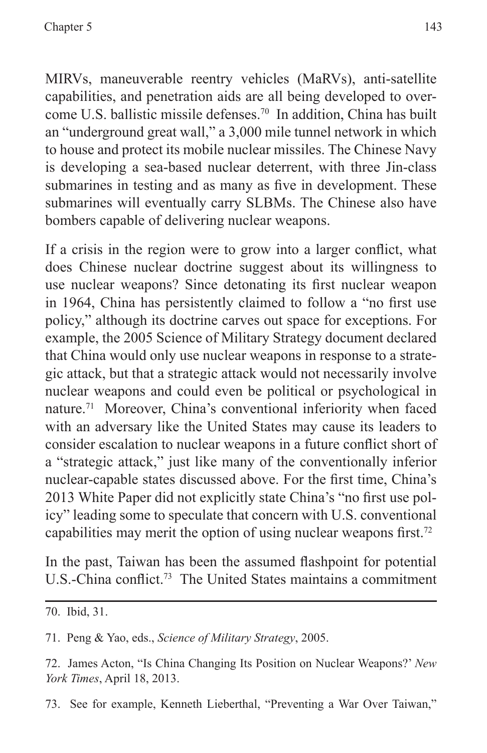MIRVs, maneuverable reentry vehicles (MaRVs), anti-satellite capabilities, and penetration aids are all being developed to overcome U.S. ballistic missile defenses.[70] In addition, China has built an "underground great wall," a 3,000 mile tunnel network in which to house and protect its mobile nuclear missiles. The Chinese Navy is developing a sea-based nuclear deterrent, with three Jin-class submarines in testing and as many as five in development. These submarines will eventually carry SLBMs. The Chinese also have bombers capable of delivering nuclear weapons.

If a crisis in the region were to grow into a larger conflict, what does Chinese nuclear doctrine suggest about its willingness to use nuclear weapons? Since detonating its first nuclear weapon in 1964, China has persistently claimed to follow a "no first use policy," although its doctrine carves out space for exceptions. For example, the 2005 Science of Military Strategy document declared that China would only use nuclear weapons in response to a strategic attack, but that a strategic attack would not necessarily involve nuclear weapons and could even be political or psychological in nature.[71] Moreover, China's conventional inferiority when faced with an adversary like the United States may cause its leaders to consider escalation to nuclear weapons in a future conflict short of a "strategic attack," just like many of the conventionally inferior nuclear-capable states discussed above. For the first time, China's 2013 White Paper did not explicitly state China's "no first use policy" leading some to speculate that concern with U.S. conventional capabilities may merit the option of using nuclear weapons first.[72]

In the past, Taiwan has been the assumed flashpoint for potential U.S.-China conflict.[73] The United States maintains a commitment

---

70. Ibid, 31.

71. Peng & Yao, eds., *Science of Military Strategy*, 2005.

72. James Acton, "Is China Changing Its Position on Nuclear Weapons?' *New York Times*, April 18, 2013.

73. See for example, Kenneth Lieberthal, "Preventing a War Over Taiwan,"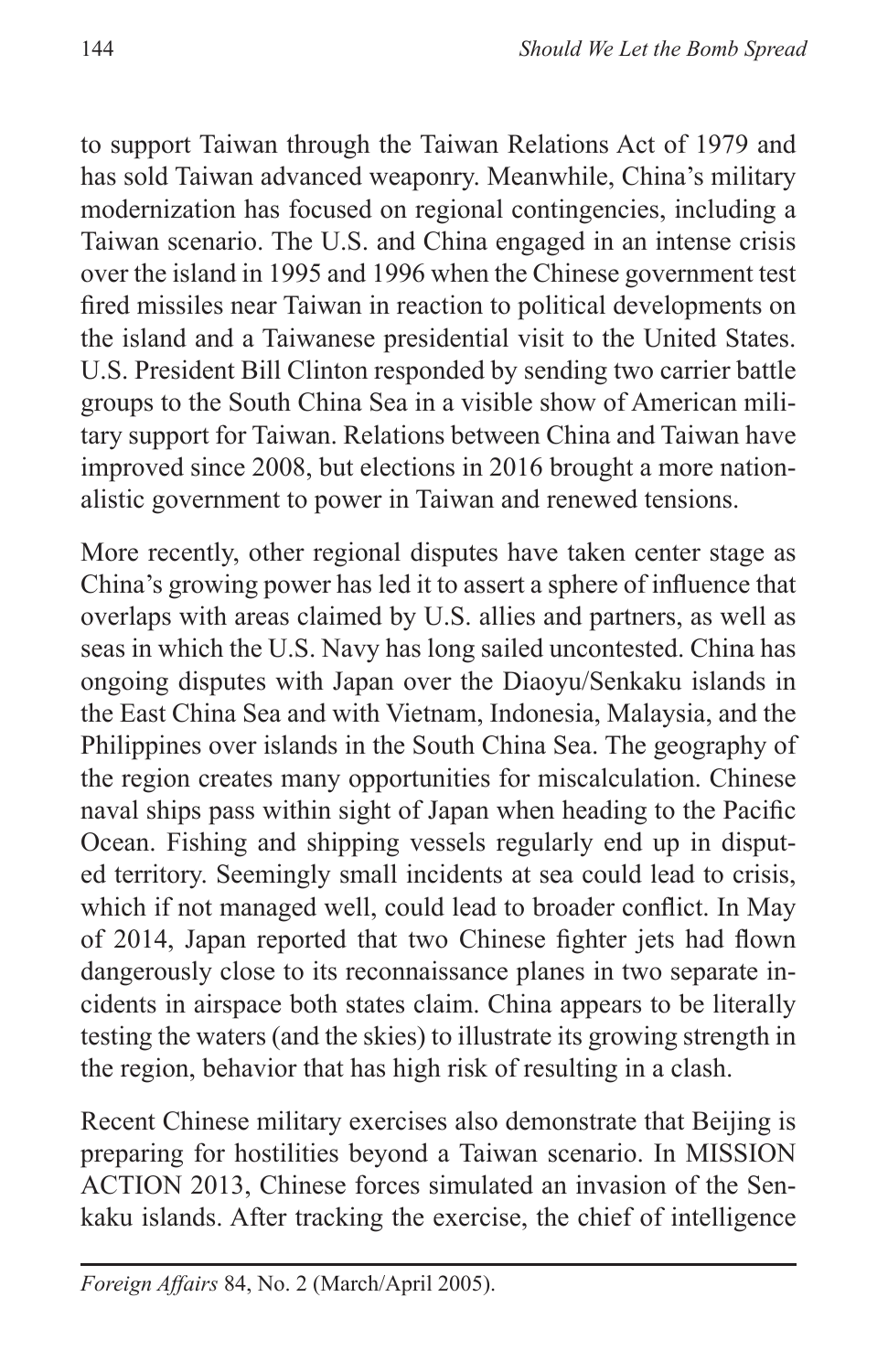to support Taiwan through the Taiwan Relations Act of 1979 and has sold Taiwan advanced weaponry. Meanwhile, China's military modernization has focused on regional contingencies, including a Taiwan scenario. The U.S. and China engaged in an intense crisis over the island in 1995 and 1996 when the Chinese government test fired missiles near Taiwan in reaction to political developments on the island and a Taiwanese presidential visit to the United States. U.S. President Bill Clinton responded by sending two carrier battle groups to the South China Sea in a visible show of American military support for Taiwan. Relations between China and Taiwan have improved since 2008, but elections in 2016 brought a more nationalistic government to power in Taiwan and renewed tensions.

More recently, other regional disputes have taken center stage as China's growing power has led it to assert a sphere of influence that overlaps with areas claimed by U.S. allies and partners, as well as seas in which the U.S. Navy has long sailed uncontested. China has ongoing disputes with Japan over the Diaoyu/Senkaku islands in the East China Sea and with Vietnam, Indonesia, Malaysia, and the Philippines over islands in the South China Sea. The geography of the region creates many opportunities for miscalculation. Chinese naval ships pass within sight of Japan when heading to the Pacific Ocean. Fishing and shipping vessels regularly end up in disputed territory. Seemingly small incidents at sea could lead to crisis, which if not managed well, could lead to broader conflict. In May of 2014, Japan reported that two Chinese fighter jets had flown dangerously close to its reconnaissance planes in two separate incidents in airspace both states claim. China appears to be literally testing the waters (and the skies) to illustrate its growing strength in the region, behavior that has high risk of resulting in a clash.

Recent Chinese military exercises also demonstrate that Beijing is preparing for hostilities beyond a Taiwan scenario. In MISSION ACTION 2013, Chinese forces simulated an invasion of the Senkaku islands. After tracking the exercise, the chief of intelligence

---

*Foreign Affairs* 84, No. 2 (March/April 2005).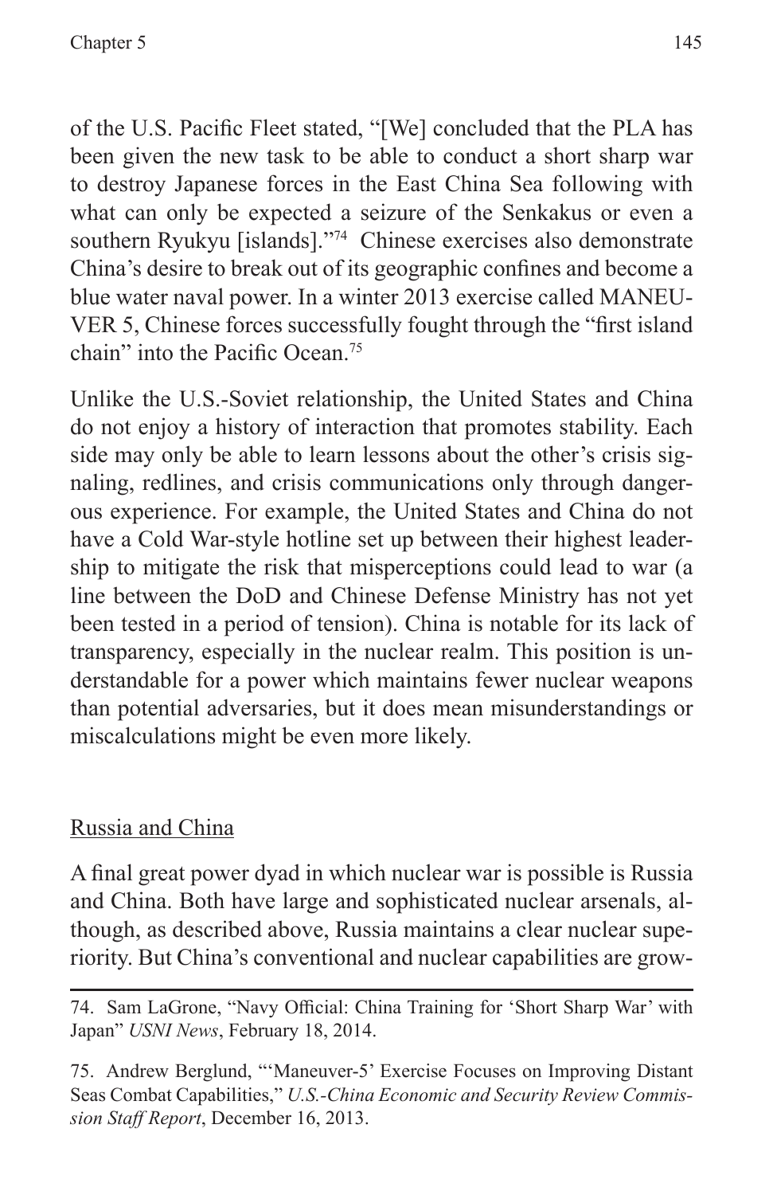of the U.S. Pacific Fleet stated, "[We] concluded that the PLA has been given the new task to be able to conduct a short sharp war to destroy Japanese forces in the East China Sea following with what can only be expected a seizure of the Senkakus or even a southern Ryukyu [islands]."[74] Chinese exercises also demonstrate China's desire to break out of its geographic confines and become a blue water naval power. In a winter 2013 exercise called MANEUVER 5, Chinese forces successfully fought through the "first island chain" into the Pacific Ocean.[75]

Unlike the U.S.-Soviet relationship, the United States and China do not enjoy a history of interaction that promotes stability. Each side may only be able to learn lessons about the other's crisis signaling, redlines, and crisis communications only through dangerous experience. For example, the United States and China do not have a Cold War-style hotline set up between their highest leadership to mitigate the risk that misperceptions could lead to war (a line between the DoD and Chinese Defense Ministry has not yet been tested in a period of tension). China is notable for its lack of transparency, especially in the nuclear realm. This position is understandable for a power which maintains fewer nuclear weapons than potential adversaries, but it does mean misunderstandings or miscalculations might be even more likely.

## Russia and China

A final great power dyad in which nuclear war is possible is Russia and China. Both have large and sophisticated nuclear arsenals, although, as described above, Russia maintains a clear nuclear superiority. But China's conventional and nuclear capabilities are grow-

---

74. Sam LaGrone, "Navy Official: China Training for 'Short Sharp War' with Japan" *USNI News*, February 18, 2014.

75. Andrew Berglund, "'Maneuver-5' Exercise Focuses on Improving Distant Seas Combat Capabilities," *U.S.-China Economic and Security Review Commission Staff Report*, December 16, 2013.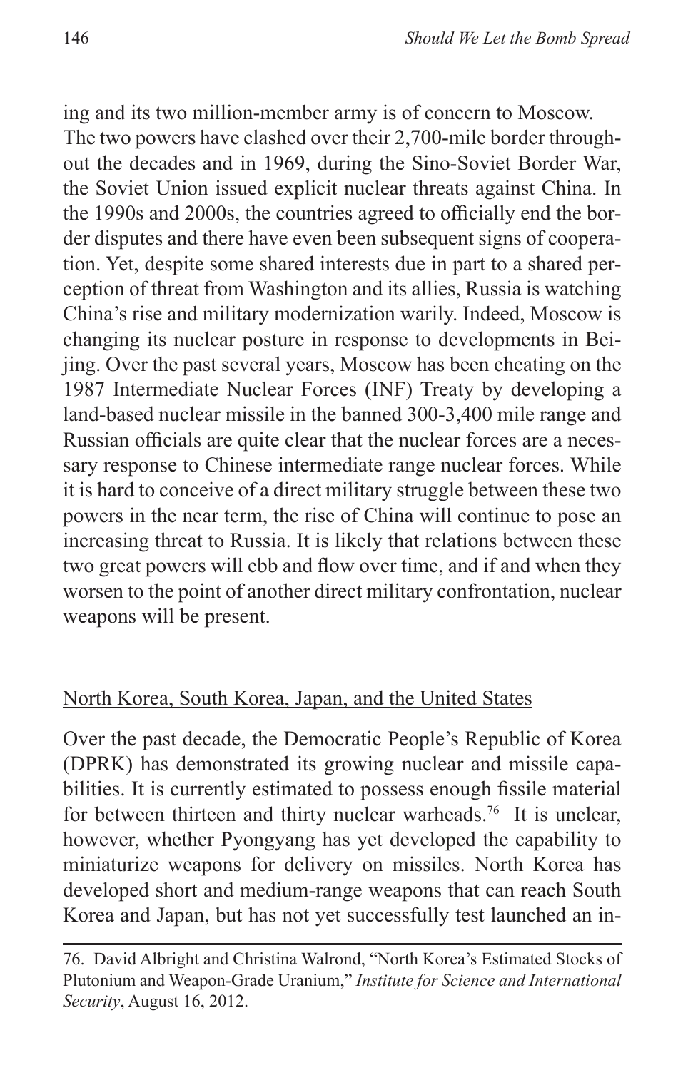ing and its two million-member army is of concern to Moscow. The two powers have clashed over their 2,700-mile border throughout the decades and in 1969, during the Sino-Soviet Border War, the Soviet Union issued explicit nuclear threats against China. In the 1990s and 2000s, the countries agreed to officially end the border disputes and there have even been subsequent signs of cooperation. Yet, despite some shared interests due in part to a shared perception of threat from Washington and its allies, Russia is watching China's rise and military modernization warily. Indeed, Moscow is changing its nuclear posture in response to developments in Beijing. Over the past several years, Moscow has been cheating on the 1987 Intermediate Nuclear Forces (INF) Treaty by developing a land-based nuclear missile in the banned 300-3,400 mile range and Russian officials are quite clear that the nuclear forces are a necessary response to Chinese intermediate range nuclear forces. While it is hard to conceive of a direct military struggle between these two powers in the near term, the rise of China will continue to pose an increasing threat to Russia. It is likely that relations between these two great powers will ebb and flow over time, and if and when they worsen to the point of another direct military confrontation, nuclear weapons will be present.

### North Korea, South Korea, Japan, and the United States

Over the past decade, the Democratic People's Republic of Korea (DPRK) has demonstrated its growing nuclear and missile capabilities. It is currently estimated to possess enough fissile material for between thirteen and thirty nuclear warheads.[76] It is unclear, however, whether Pyongyang has yet developed the capability to miniaturize weapons for delivery on missiles. North Korea has developed short and medium-range weapons that can reach South Korea and Japan, but has not yet successfully test launched an in-

---

76. David Albright and Christina Walrond, "North Korea's Estimated Stocks of Plutonium and Weapon-Grade Uranium," *Institute for Science and International Security*, August 16, 2012.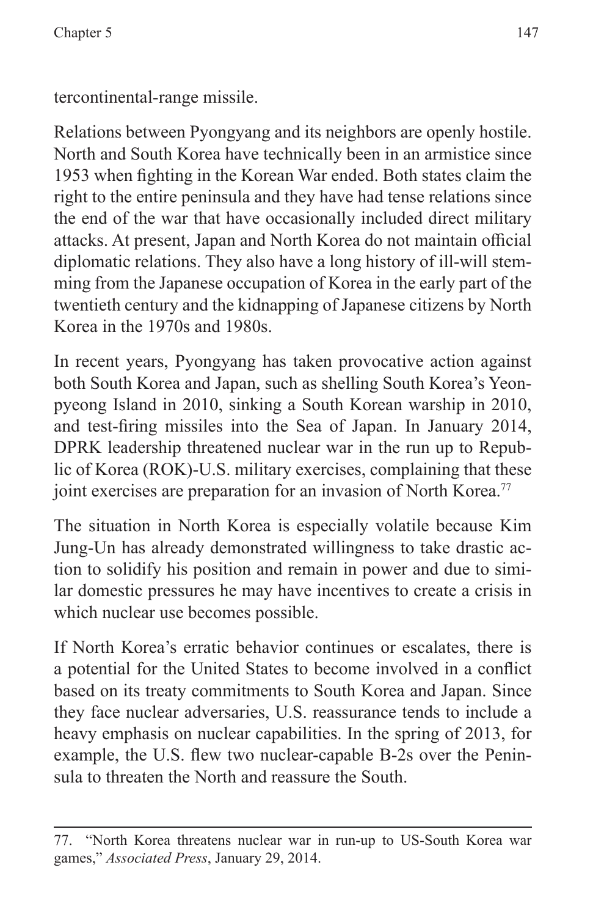tercontinental-range missile.

Relations between Pyongyang and its neighbors are openly hostile. North and South Korea have technically been in an armistice since 1953 when fighting in the Korean War ended. Both states claim the right to the entire peninsula and they have had tense relations since the end of the war that have occasionally included direct military attacks. At present, Japan and North Korea do not maintain official diplomatic relations. They also have a long history of ill-will stemming from the Japanese occupation of Korea in the early part of the twentieth century and the kidnapping of Japanese citizens by North Korea in the 1970s and 1980s.

In recent years, Pyongyang has taken provocative action against both South Korea and Japan, such as shelling South Korea's Yeonpyeong Island in 2010, sinking a South Korean warship in 2010, and test-firing missiles into the Sea of Japan. In January 2014, DPRK leadership threatened nuclear war in the run up to Republic of Korea (ROK)-U.S. military exercises, complaining that these joint exercises are preparation for an invasion of North Korea.[77]

The situation in North Korea is especially volatile because Kim Jung-Un has already demonstrated willingness to take drastic action to solidify his position and remain in power and due to similar domestic pressures he may have incentives to create a crisis in which nuclear use becomes possible.

If North Korea's erratic behavior continues or escalates, there is a potential for the United States to become involved in a conflict based on its treaty commitments to South Korea and Japan. Since they face nuclear adversaries, U.S. reassurance tends to include a heavy emphasis on nuclear capabilities. In the spring of 2013, for example, the U.S. flew two nuclear-capable B-2s over the Peninsula to threaten the North and reassure the South.

---

77. "North Korea threatens nuclear war in run-up to US-South Korea war games," *Associated Press*, January 29, 2014.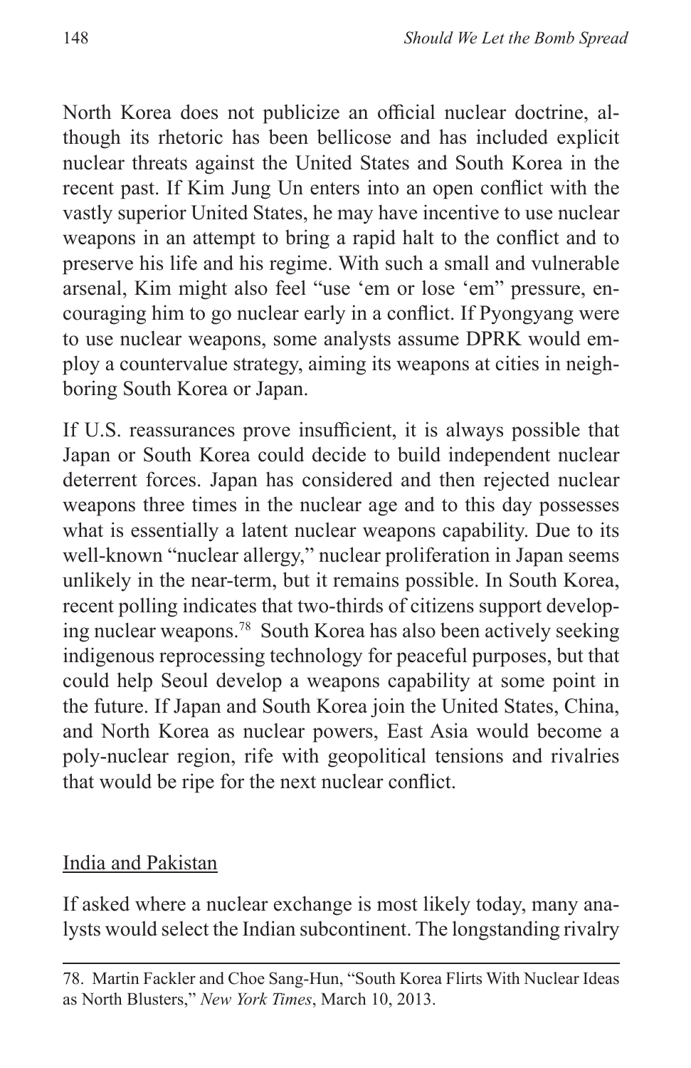North Korea does not publicize an official nuclear doctrine, although its rhetoric has been bellicose and has included explicit nuclear threats against the United States and South Korea in the recent past. If Kim Jung Un enters into an open conflict with the vastly superior United States, he may have incentive to use nuclear weapons in an attempt to bring a rapid halt to the conflict and to preserve his life and his regime. With such a small and vulnerable arsenal, Kim might also feel "use 'em or lose 'em" pressure, encouraging him to go nuclear early in a conflict. If Pyongyang were to use nuclear weapons, some analysts assume DPRK would employ a countervalue strategy, aiming its weapons at cities in neighboring South Korea or Japan.

If U.S. reassurances prove insufficient, it is always possible that Japan or South Korea could decide to build independent nuclear deterrent forces. Japan has considered and then rejected nuclear weapons three times in the nuclear age and to this day possesses what is essentially a latent nuclear weapons capability. Due to its well-known "nuclear allergy," nuclear proliferation in Japan seems unlikely in the near-term, but it remains possible. In South Korea, recent polling indicates that two-thirds of citizens support developing nuclear weapons.[78] South Korea has also been actively seeking indigenous reprocessing technology for peaceful purposes, but that could help Seoul develop a weapons capability at some point in the future. If Japan and South Korea join the United States, China, and North Korea as nuclear powers, East Asia would become a poly-nuclear region, rife with geopolitical tensions and rivalries that would be ripe for the next nuclear conflict.

## India and Pakistan

If asked where a nuclear exchange is most likely today, many analysts would select the Indian subcontinent. The longstanding rivalry

---

78. Martin Fackler and Choe Sang-Hun, "South Korea Flirts With Nuclear Ideas as North Blusters," *New York Times*, March 10, 2013.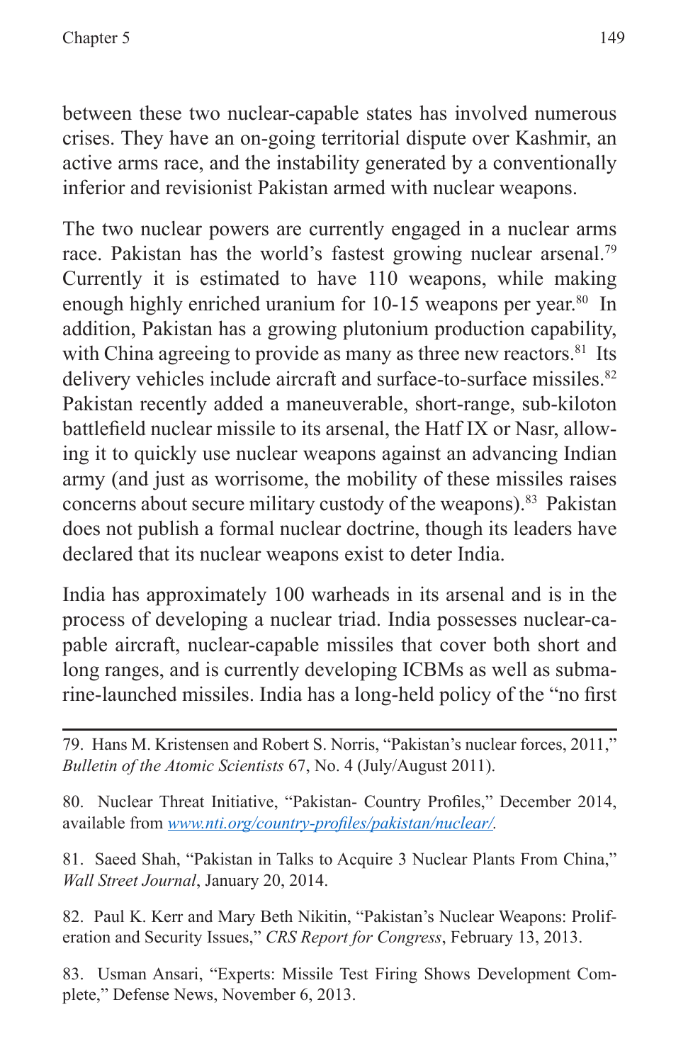between these two nuclear-capable states has involved numerous crises. They have an on-going territorial dispute over Kashmir, an active arms race, and the instability generated by a conventionally inferior and revisionist Pakistan armed with nuclear weapons.

The two nuclear powers are currently engaged in a nuclear arms race. Pakistan has the world's fastest growing nuclear arsenal.[79] Currently it is estimated to have 110 weapons, while making enough highly enriched uranium for 10-15 weapons per year.[80] In addition, Pakistan has a growing plutonium production capability, with China agreeing to provide as many as three new reactors.[81] Its delivery vehicles include aircraft and surface-to-surface missiles.[82] Pakistan recently added a maneuverable, short-range, sub-kiloton battlefield nuclear missile to its arsenal, the Hatf IX or Nasr, allowing it to quickly use nuclear weapons against an advancing Indian army (and just as worrisome, the mobility of these missiles raises concerns about secure military custody of the weapons).[83] Pakistan does not publish a formal nuclear doctrine, though its leaders have declared that its nuclear weapons exist to deter India.

India has approximately 100 warheads in its arsenal and is in the process of developing a nuclear triad. India possesses nuclear-capable aircraft, nuclear-capable missiles that cover both short and long ranges, and is currently developing ICBMs as well as submarine-launched missiles. India has a long-held policy of the "no first

---

79. Hans M. Kristensen and Robert S. Norris, "Pakistan's nuclear forces, 2011," *Bulletin of the Atomic Scientists* 67, No. 4 (July/August 2011).

80. Nuclear Threat Initiative, "Pakistan- Country Profiles," December 2014, available from [www.nti.org/country-profiles/pakistan/nuclear/](www.nti.org/country-profiles/pakistan/nuclear/).

81. Saeed Shah, "Pakistan in Talks to Acquire 3 Nuclear Plants From China," *Wall Street Journal*, January 20, 2014.

82. Paul K. Kerr and Mary Beth Nikitin, "Pakistan's Nuclear Weapons: Proliferation and Security Issues," *CRS Report for Congress*, February 13, 2013.

83. Usman Ansari, "Experts: Missile Test Firing Shows Development Complete," Defense News, November 6, 2013.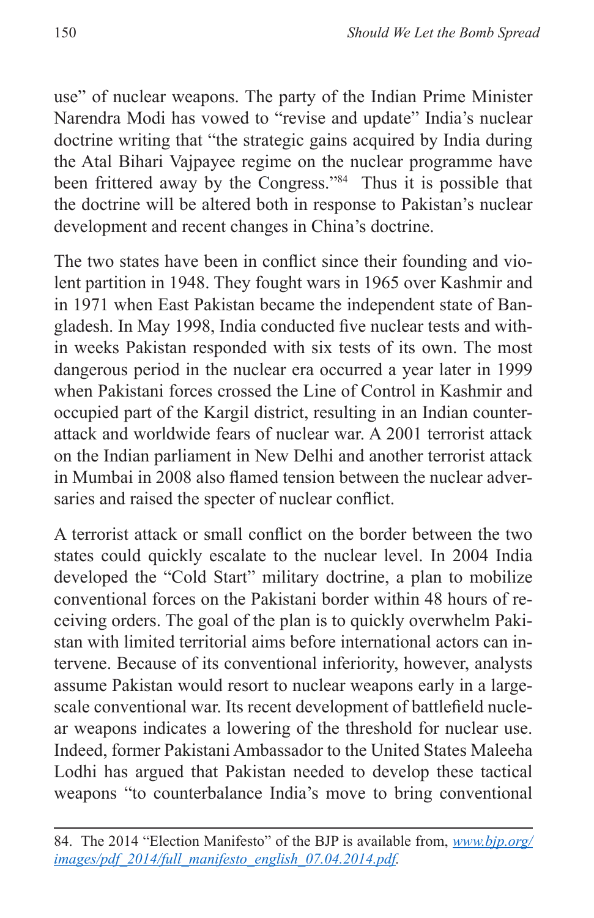use" of nuclear weapons. The party of the Indian Prime Minister Narendra Modi has vowed to "revise and update" India's nuclear doctrine writing that "the strategic gains acquired by India during the Atal Bihari Vajpayee regime on the nuclear programme have been frittered away by the Congress."[84] Thus it is possible that the doctrine will be altered both in response to Pakistan's nuclear development and recent changes in China's doctrine.

The two states have been in conflict since their founding and violent partition in 1948. They fought wars in 1965 over Kashmir and in 1971 when East Pakistan became the independent state of Bangladesh. In May 1998, India conducted five nuclear tests and within weeks Pakistan responded with six tests of its own. The most dangerous period in the nuclear era occurred a year later in 1999 when Pakistani forces crossed the Line of Control in Kashmir and occupied part of the Kargil district, resulting in an Indian counterattack and worldwide fears of nuclear war. A 2001 terrorist attack on the Indian parliament in New Delhi and another terrorist attack in Mumbai in 2008 also flamed tension between the nuclear adversaries and raised the specter of nuclear conflict.

A terrorist attack or small conflict on the border between the two states could quickly escalate to the nuclear level. In 2004 India developed the "Cold Start" military doctrine, a plan to mobilize conventional forces on the Pakistani border within 48 hours of receiving orders. The goal of the plan is to quickly overwhelm Pakistan with limited territorial aims before international actors can intervene. Because of its conventional inferiority, however, analysts assume Pakistan would resort to nuclear weapons early in a large-scale conventional war. Its recent development of battlefield nuclear weapons indicates a lowering of the threshold for nuclear use. Indeed, former Pakistani Ambassador to the United States Maleeha Lodhi has argued that Pakistan needed to develop these tactical weapons "to counterbalance India's move to bring conventional

---

84. The 2014 "Election Manifesto" of the BJP is available from, *www.bjp.org/images/pdf_2014/full_manifesto_english_07.04.2014.pdf*.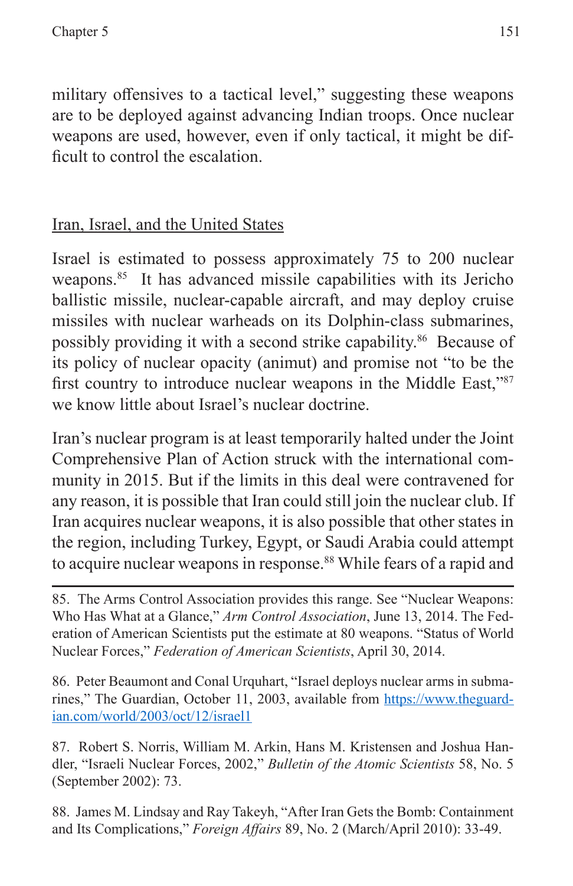military offensives to a tactical level," suggesting these weapons are to be deployed against advancing Indian troops. Once nuclear weapons are used, however, even if only tactical, it might be difficult to control the escalation.

## Iran, Israel, and the United States

Israel is estimated to possess approximately 75 to 200 nuclear weapons.[85] It has advanced missile capabilities with its Jericho ballistic missile, nuclear-capable aircraft, and may deploy cruise missiles with nuclear warheads on its Dolphin-class submarines, possibly providing it with a second strike capability.[86] Because of its policy of nuclear opacity (animut) and promise not "to be the first country to introduce nuclear weapons in the Middle East,"[87] we know little about Israel's nuclear doctrine.

Iran's nuclear program is at least temporarily halted under the Joint Comprehensive Plan of Action struck with the international community in 2015. But if the limits in this deal were contravened for any reason, it is possible that Iran could still join the nuclear club. If Iran acquires nuclear weapons, it is also possible that other states in the region, including Turkey, Egypt, or Saudi Arabia could attempt to acquire nuclear weapons in response.[88] While fears of a rapid and

---

85. The Arms Control Association provides this range. See "Nuclear Weapons: Who Has What at a Glance," *Arm Control Association*, June 13, 2014. The Federation of American Scientists put the estimate at 80 weapons. "Status of World Nuclear Forces," *Federation of American Scientists*, April 30, 2014.

86. Peter Beaumont and Conal Urquhart, "Israel deploys nuclear arms in submarines," The Guardian, October 11, 2003, available from https://www.theguardian.com/world/2003/oct/12/israel1

87. Robert S. Norris, William M. Arkin, Hans M. Kristensen and Joshua Handler, "Israeli Nuclear Forces, 2002," *Bulletin of the Atomic Scientists* 58, No. 5 (September 2002): 73.

88. James M. Lindsay and Ray Takeyh, "After Iran Gets the Bomb: Containment and Its Complications," *Foreign Affairs* 89, No. 2 (March/April 2010): 33-49.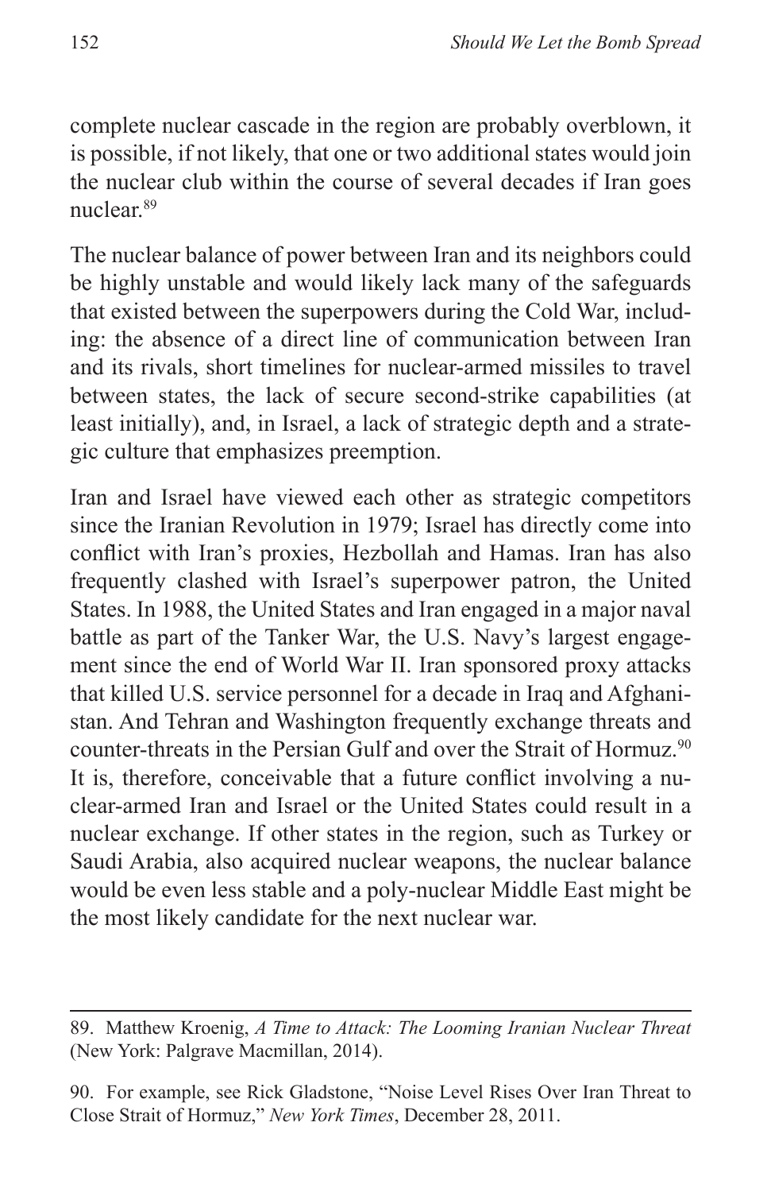complete nuclear cascade in the region are probably overblown, it is possible, if not likely, that one or two additional states would join the nuclear club within the course of several decades if Iran goes nuclear.[89]

The nuclear balance of power between Iran and its neighbors could be highly unstable and would likely lack many of the safeguards that existed between the superpowers during the Cold War, including: the absence of a direct line of communication between Iran and its rivals, short timelines for nuclear-armed missiles to travel between states, the lack of secure second-strike capabilities (at least initially), and, in Israel, a lack of strategic depth and a strategic culture that emphasizes preemption.

Iran and Israel have viewed each other as strategic competitors since the Iranian Revolution in 1979; Israel has directly come into conflict with Iran's proxies, Hezbollah and Hamas. Iran has also frequently clashed with Israel's superpower patron, the United States. In 1988, the United States and Iran engaged in a major naval battle as part of the Tanker War, the U.S. Navy's largest engagement since the end of World War II. Iran sponsored proxy attacks that killed U.S. service personnel for a decade in Iraq and Afghanistan. And Tehran and Washington frequently exchange threats and counter-threats in the Persian Gulf and over the Strait of Hormuz.[90] It is, therefore, conceivable that a future conflict involving a nuclear-armed Iran and Israel or the United States could result in a nuclear exchange. If other states in the region, such as Turkey or Saudi Arabia, also acquired nuclear weapons, the nuclear balance would be even less stable and a poly-nuclear Middle East might be the most likely candidate for the next nuclear war.

---

89. Matthew Kroenig, *A Time to Attack: The Looming Iranian Nuclear Threat* (New York: Palgrave Macmillan, 2014).

90. For example, see Rick Gladstone, "Noise Level Rises Over Iran Threat to Close Strait of Hormuz," *New York Times*, December 28, 2011.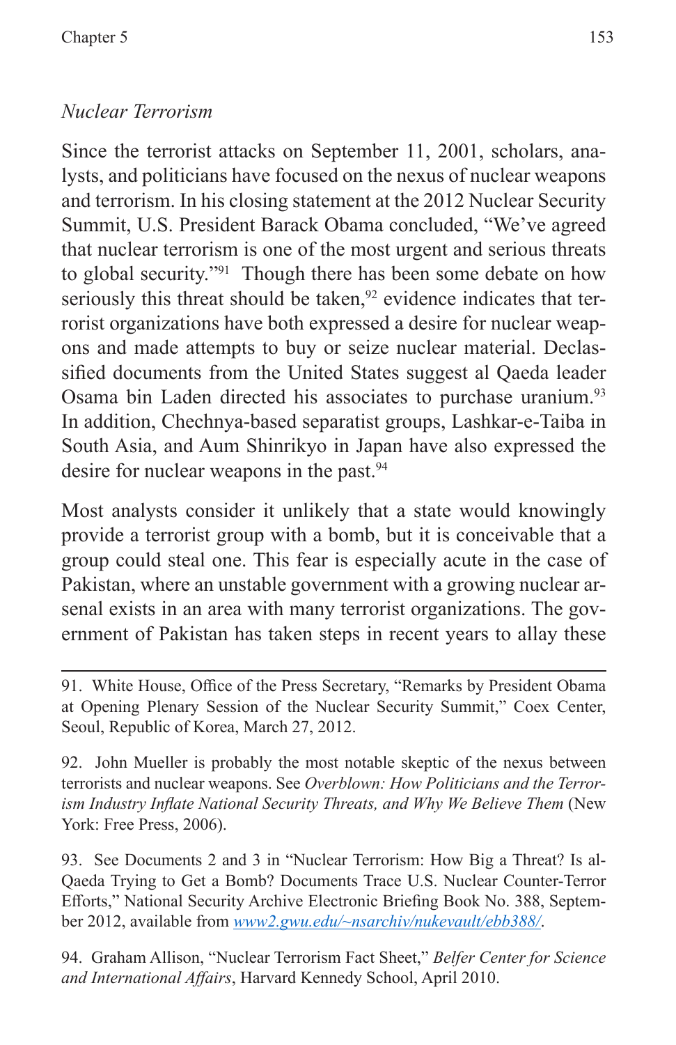*Nuclear Terrorism*

Since the terrorist attacks on September 11, 2001, scholars, analysts, and politicians have focused on the nexus of nuclear weapons and terrorism. In his closing statement at the 2012 Nuclear Security Summit, U.S. President Barack Obama concluded, "We've agreed that nuclear terrorism is one of the most urgent and serious threats to global security."[91] Though there has been some debate on how seriously this threat should be taken,[92] evidence indicates that terrorist organizations have both expressed a desire for nuclear weapons and made attempts to buy or seize nuclear material. Declassified documents from the United States suggest al Qaeda leader Osama bin Laden directed his associates to purchase uranium.[93] In addition, Chechnya-based separatist groups, Lashkar-e-Taiba in South Asia, and Aum Shinrikyo in Japan have also expressed the desire for nuclear weapons in the past.[94]

Most analysts consider it unlikely that a state would knowingly provide a terrorist group with a bomb, but it is conceivable that a group could steal one. This fear is especially acute in the case of Pakistan, where an unstable government with a growing nuclear arsenal exists in an area with many terrorist organizations. The government of Pakistan has taken steps in recent years to allay these

---

91. White House, Office of the Press Secretary, "Remarks by President Obama at Opening Plenary Session of the Nuclear Security Summit," Coex Center, Seoul, Republic of Korea, March 27, 2012.

92. John Mueller is probably the most notable skeptic of the nexus between terrorists and nuclear weapons. See *Overblown: How Politicians and the Terrorism Industry Inflate National Security Threats, and Why We Believe Them* (New York: Free Press, 2006).

93. See Documents 2 and 3 in "Nuclear Terrorism: How Big a Threat? Is al-Qaeda Trying to Get a Bomb? Documents Trace U.S. Nuclear Counter-Terror Efforts," National Security Archive Electronic Briefing Book No. 388, September 2012, available from www2.gwu.edu/~nsarchiv/nukevault/ebb388/.

94. Graham Allison, "Nuclear Terrorism Fact Sheet," *Belfer Center for Science and International Affairs*, Harvard Kennedy School, April 2010.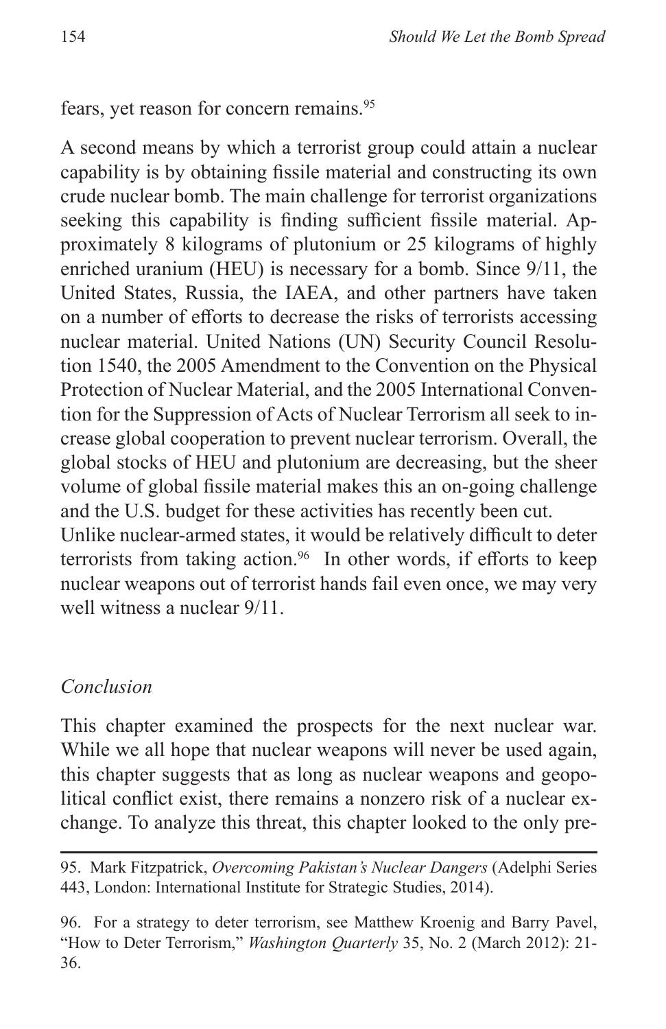fears, yet reason for concern remains.[95]

A second means by which a terrorist group could attain a nuclear capability is by obtaining fissile material and constructing its own crude nuclear bomb. The main challenge for terrorist organizations seeking this capability is finding sufficient fissile material. Approximately 8 kilograms of plutonium or 25 kilograms of highly enriched uranium (HEU) is necessary for a bomb. Since 9/11, the United States, Russia, the IAEA, and other partners have taken on a number of efforts to decrease the risks of terrorists accessing nuclear material. United Nations (UN) Security Council Resolution 1540, the 2005 Amendment to the Convention on the Physical Protection of Nuclear Material, and the 2005 International Convention for the Suppression of Acts of Nuclear Terrorism all seek to increase global cooperation to prevent nuclear terrorism. Overall, the global stocks of HEU and plutonium are decreasing, but the sheer volume of global fissile material makes this an on-going challenge and the U.S. budget for these activities has recently been cut.

Unlike nuclear-armed states, it would be relatively difficult to deter terrorists from taking action.[96] In other words, if efforts to keep nuclear weapons out of terrorist hands fail even once, we may very well witness a nuclear 9/11.

### *Conclusion*

This chapter examined the prospects for the next nuclear war. While we all hope that nuclear weapons will never be used again, this chapter suggests that as long as nuclear weapons and geopolitical conflict exist, there remains a nonzero risk of a nuclear exchange. To analyze this threat, this chapter looked to the only pre-

---

95. Mark Fitzpatrick, *Overcoming Pakistan's Nuclear Dangers* (Adelphi Series 443, London: International Institute for Strategic Studies, 2014).

96. For a strategy to deter terrorism, see Matthew Kroenig and Barry Pavel, "How to Deter Terrorism," *Washington Quarterly* 35, No. 2 (March 2012): 21-36.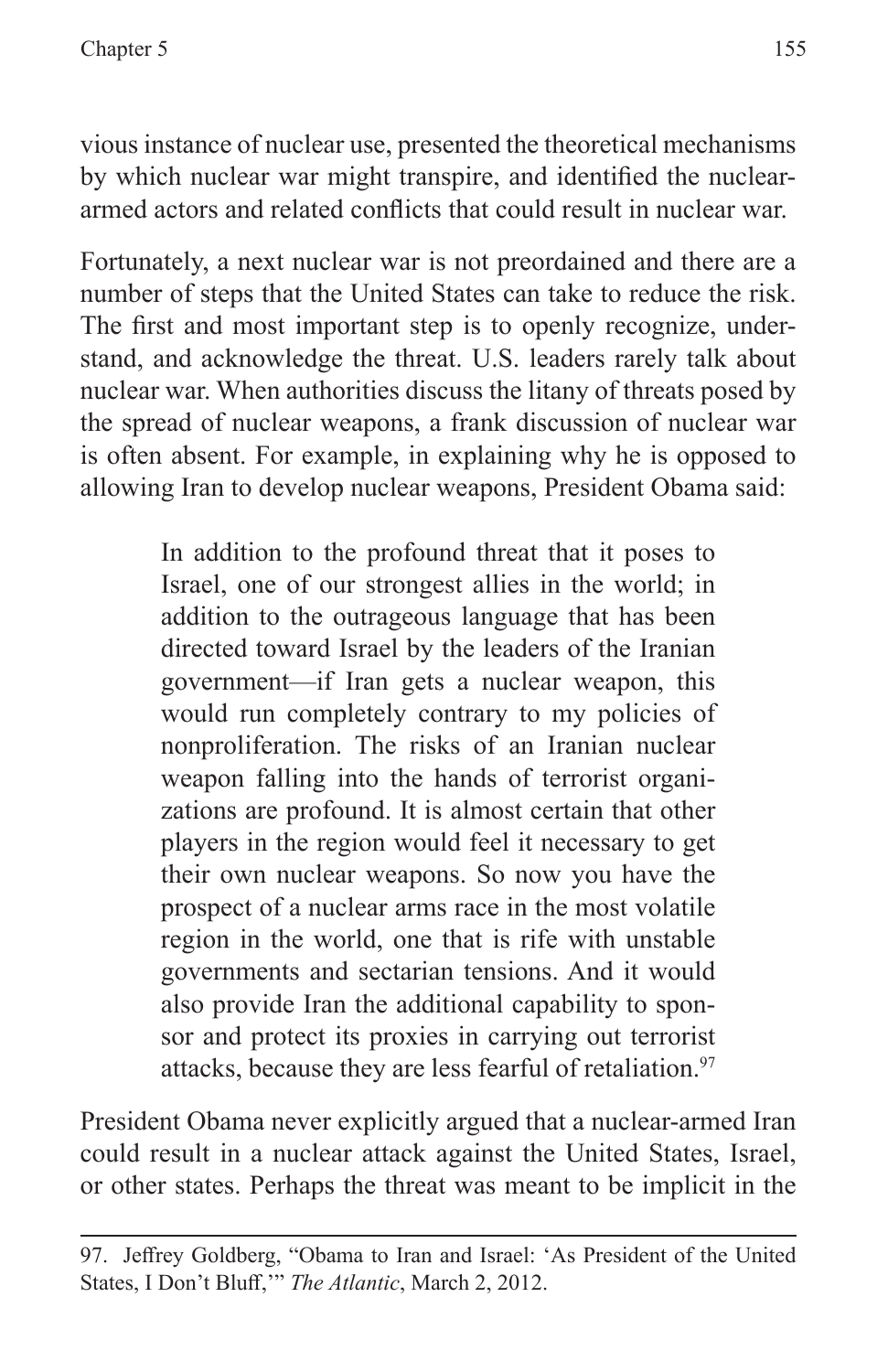vious instance of nuclear use, presented the theoretical mechanisms by which nuclear war might transpire, and identified the nuclear-armed actors and related conflicts that could result in nuclear war.

Fortunately, a next nuclear war is not preordained and there are a number of steps that the United States can take to reduce the risk. The first and most important step is to openly recognize, understand, and acknowledge the threat. U.S. leaders rarely talk about nuclear war. When authorities discuss the litany of threats posed by the spread of nuclear weapons, a frank discussion of nuclear war is often absent. For example, in explaining why he is opposed to allowing Iran to develop nuclear weapons, President Obama said:

> In addition to the profound threat that it poses to Israel, one of our strongest allies in the world; in addition to the outrageous language that has been directed toward Israel by the leaders of the Iranian government—if Iran gets a nuclear weapon, this would run completely contrary to my policies of nonproliferation. The risks of an Iranian nuclear weapon falling into the hands of terrorist organizations are profound. It is almost certain that other players in the region would feel it necessary to get their own nuclear weapons. So now you have the prospect of a nuclear arms race in the most volatile region in the world, one that is rife with unstable governments and sectarian tensions. And it would also provide Iran the additional capability to sponsor and protect its proxies in carrying out terrorist attacks, because they are less fearful of retaliation.[97]

President Obama never explicitly argued that a nuclear-armed Iran could result in a nuclear attack against the United States, Israel, or other states. Perhaps the threat was meant to be implicit in the

---

97. Jeffrey Goldberg, "Obama to Iran and Israel: 'As President of the United States, I Don't Bluff,'" *The Atlantic*, March 2, 2012.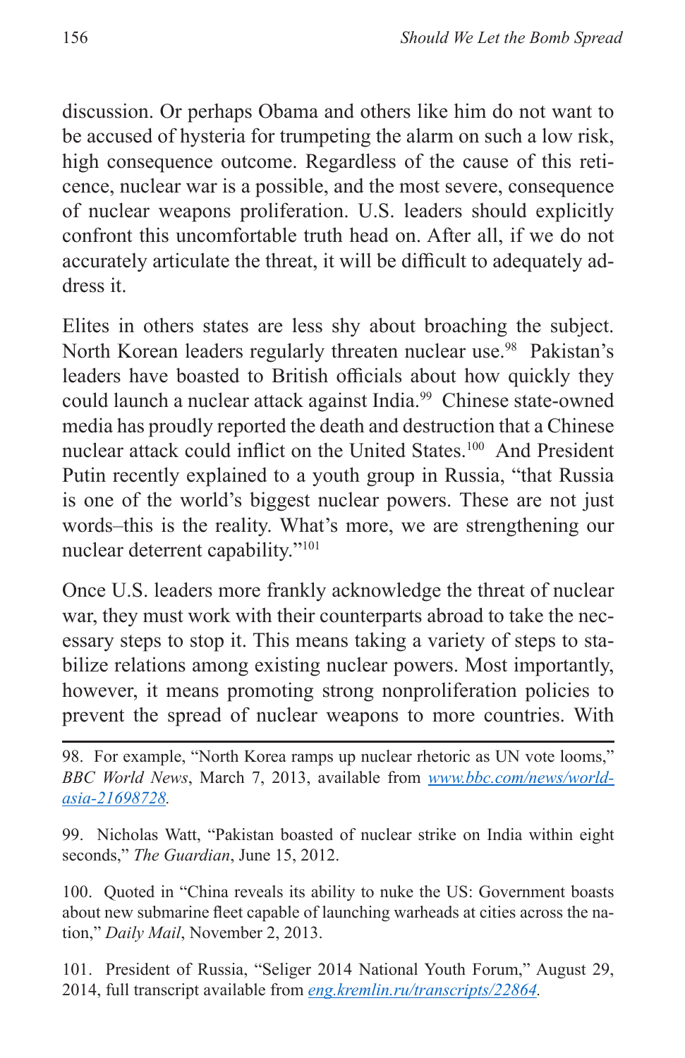discussion. Or perhaps Obama and others like him do not want to be accused of hysteria for trumpeting the alarm on such a low risk, high consequence outcome. Regardless of the cause of this reticence, nuclear war is a possible, and the most severe, consequence of nuclear weapons proliferation. U.S. leaders should explicitly confront this uncomfortable truth head on. After all, if we do not accurately articulate the threat, it will be difficult to adequately address it.

Elites in others states are less shy about broaching the subject. North Korean leaders regularly threaten nuclear use.[98] Pakistan's leaders have boasted to British officials about how quickly they could launch a nuclear attack against India.[99] Chinese state-owned media has proudly reported the death and destruction that a Chinese nuclear attack could inflict on the United States.[100] And President Putin recently explained to a youth group in Russia, "that Russia is one of the world's biggest nuclear powers. These are not just words–this is the reality. What's more, we are strengthening our nuclear deterrent capability."[101]

Once U.S. leaders more frankly acknowledge the threat of nuclear war, they must work with their counterparts abroad to take the necessary steps to stop it. This means taking a variety of steps to stabilize relations among existing nuclear powers. Most importantly, however, it means promoting strong nonproliferation policies to prevent the spread of nuclear weapons to more countries. With

---

98. For example, "North Korea ramps up nuclear rhetoric as UN vote looms," *BBC World News*, March 7, 2013, available from *www.bbc.com/news/world-asia-21698728*.

99. Nicholas Watt, "Pakistan boasted of nuclear strike on India within eight seconds," *The Guardian*, June 15, 2012.

100. Quoted in "China reveals its ability to nuke the US: Government boasts about new submarine fleet capable of launching warheads at cities across the nation," *Daily Mail*, November 2, 2013.

101. President of Russia, "Seliger 2014 National Youth Forum," August 29, 2014, full transcript available from *eng.kremlin.ru/transcripts/22864*.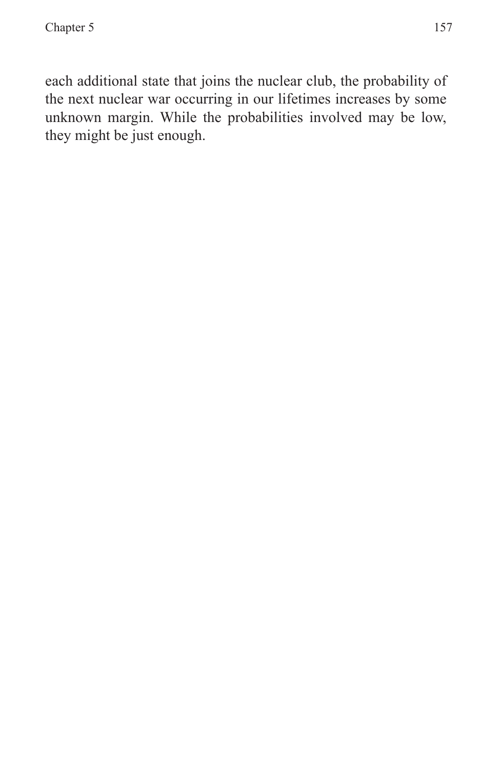each additional state that joins the nuclear club, the probability of the next nuclear war occurring in our lifetimes increases by some unknown margin. While the probabilities involved may be low, they might be just enough.